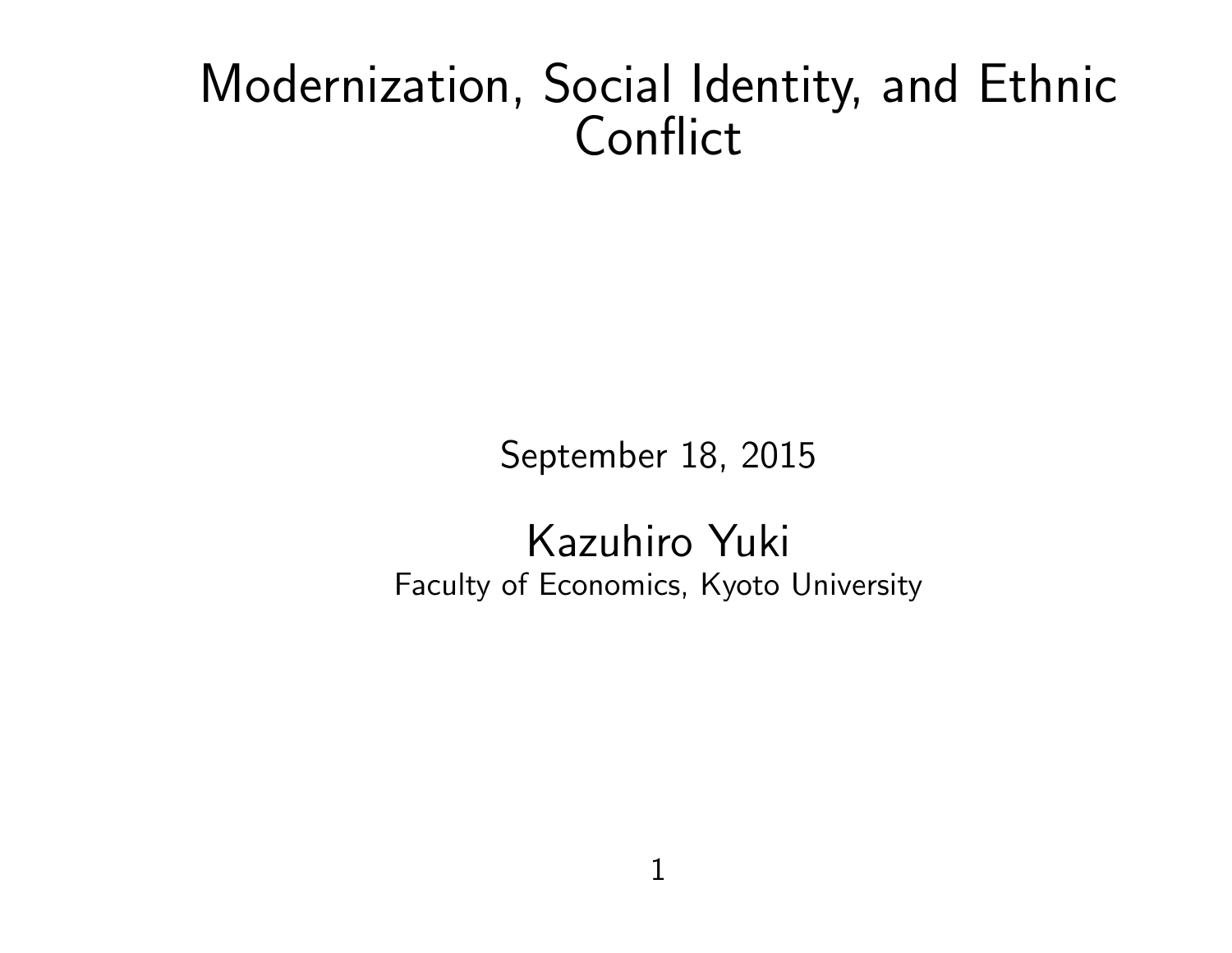# Modernization, Social Identity, and Ethnic Conflict

September 18, 2015

**Kazuhiro Yuki**

Faculty of Economics, Kyoto University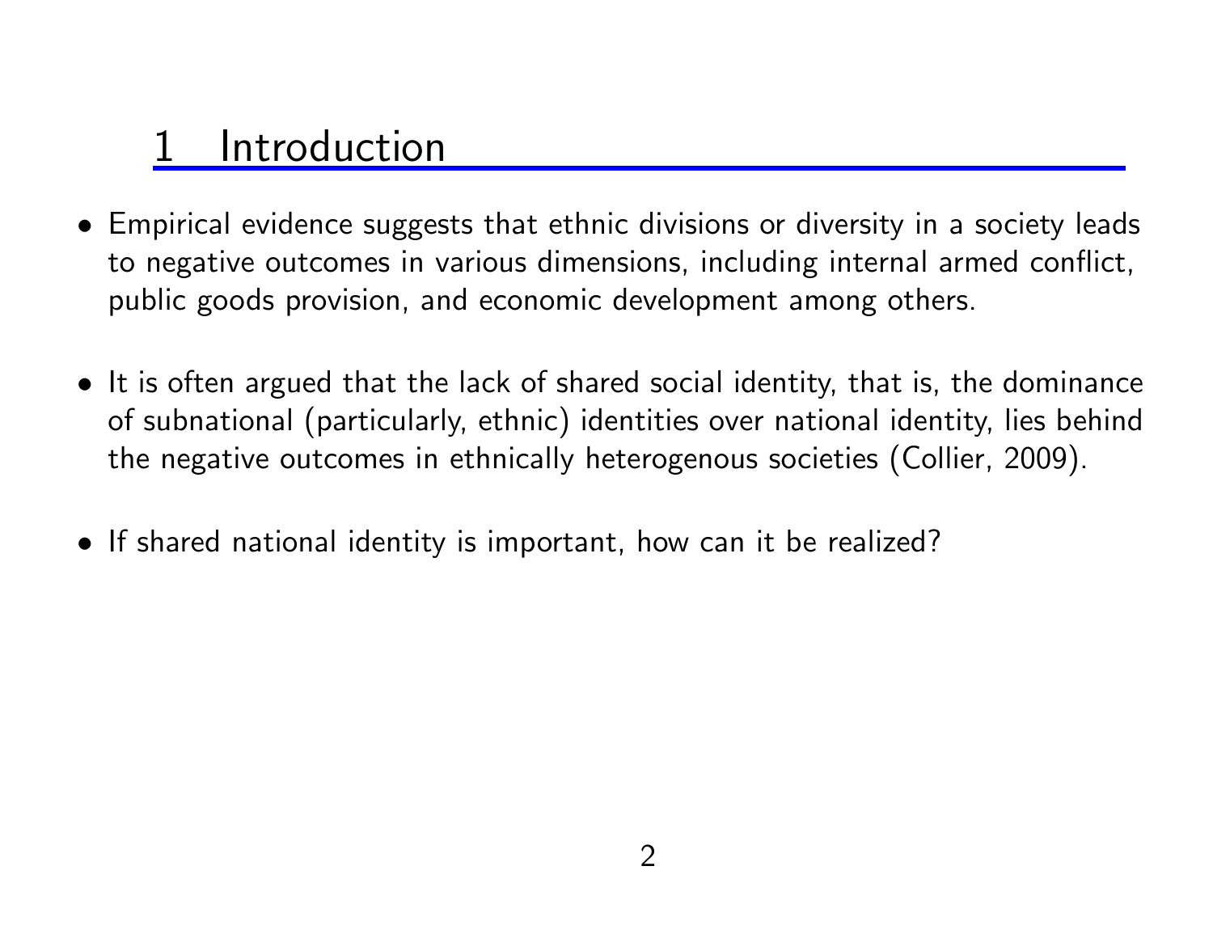# 1 Introduction

- Empirical evidence suggests that ethnic divisions or diversity in a society leads to negative outcomes in various dimensions, including internal armed conflict, public goods provision, and economic development among others.

- It is often argued that the lack of shared social identity, that is, the dominance of subnational (particularly, ethnic) identities over national identity, lies behind the negative outcomes in ethnically heterogenous societies (Collier, 2009).

- If shared national identity is important, how can it be realized?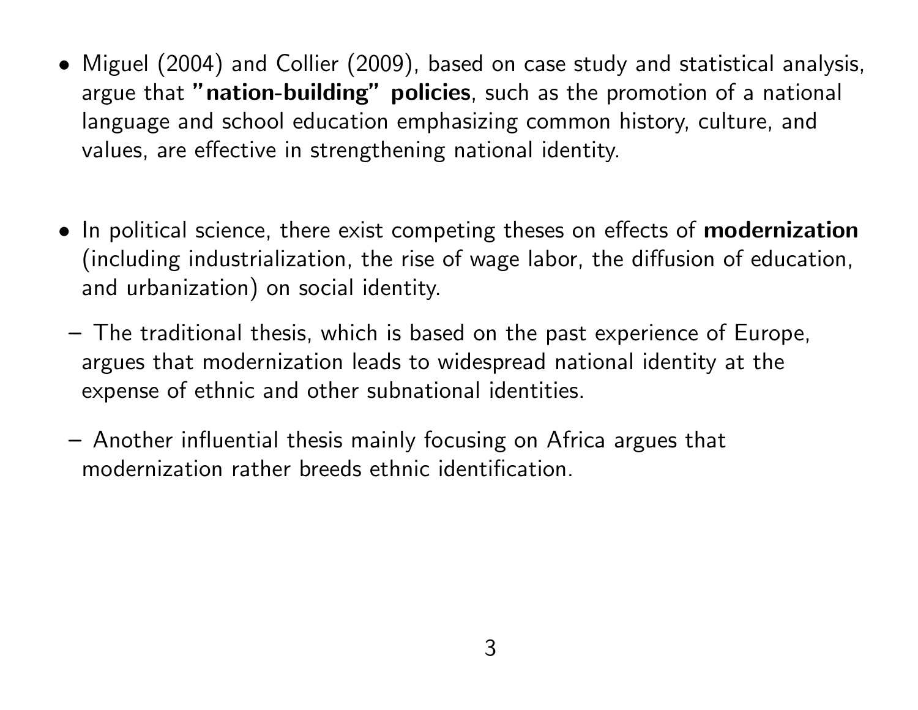- Miguel (2004) and Collier (2009), based on case study and statistical analysis, argue that **"nation-building" policies**, such as the promotion of a national language and school education emphasizing common history, culture, and values, are effective in strengthening national identity.

- In political science, there exist competing theses on effects of **modernization** (including industrialization, the rise of wage labor, the diffusion of education, and urbanization) on social identity.
  - The traditional thesis, which is based on the past experience of Europe, argues that modernization leads to widespread national identity at the expense of ethnic and other subnational identities.
  - Another influential thesis mainly focusing on Africa argues that modernization rather breeds ethnic identification.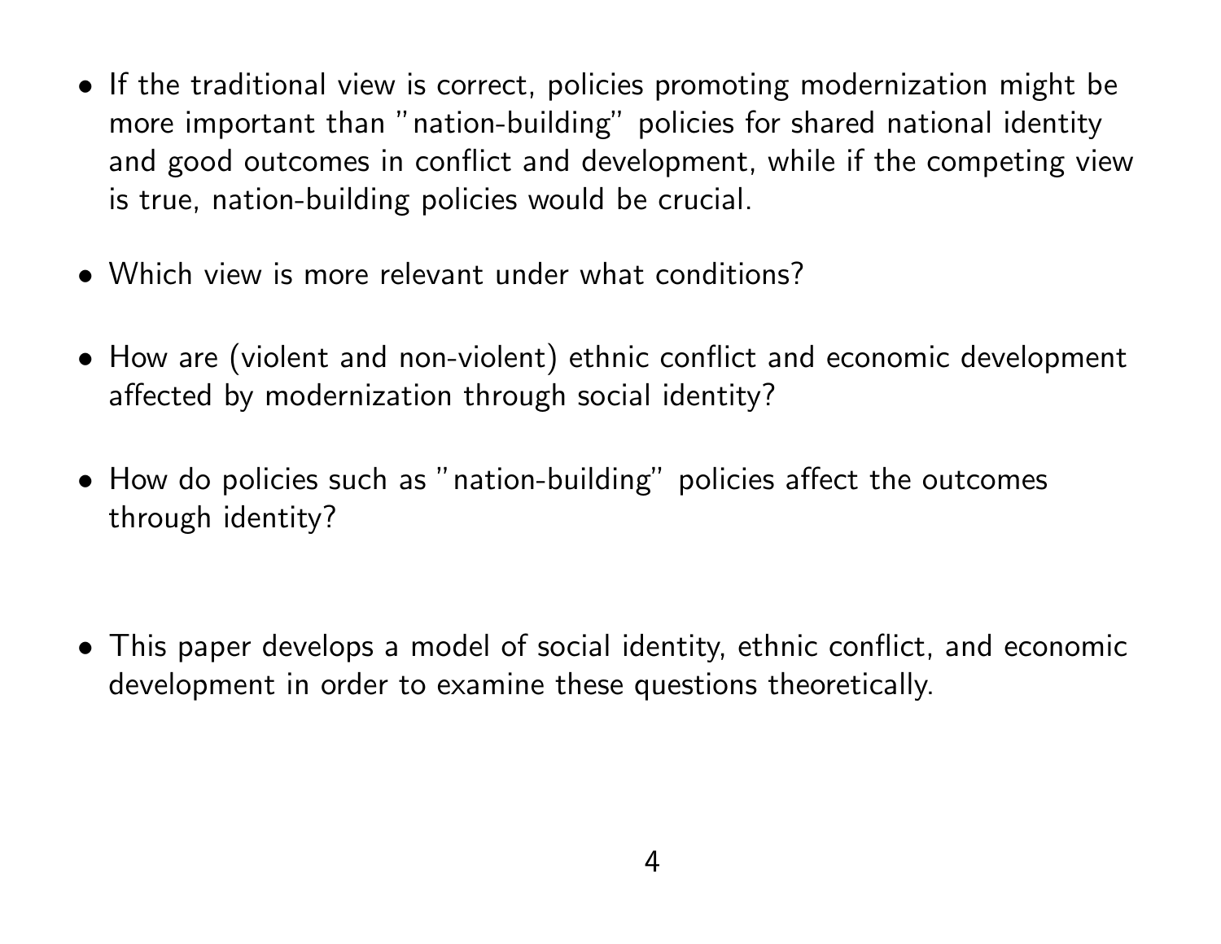- If the traditional view is correct, policies promoting modernization might be more important than "nation-building" policies for shared national identity and good outcomes in conflict and development, while if the competing view is true, nation-building policies would be crucial.

- Which view is more relevant under what conditions?

- How are (violent and non-violent) ethnic conflict and economic development affected by modernization through social identity?

- How do policies such as "nation-building" policies affect the outcomes through identity?

- This paper develops a model of social identity, ethnic conflict, and economic development in order to examine these questions theoretically.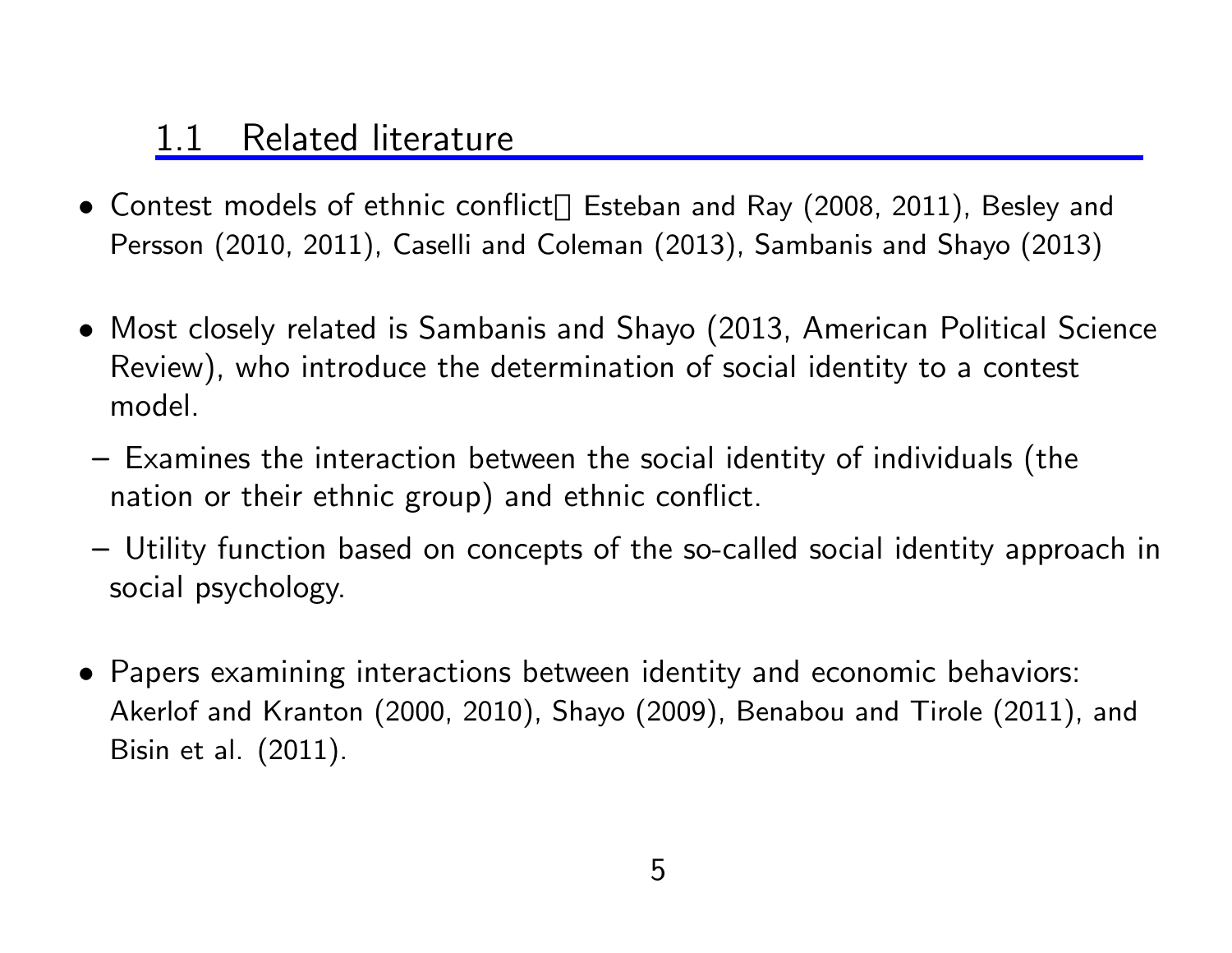## 1.1 Related literature

- Contest models of ethnic conflict: Esteban and Ray (2008, 2011), Besley and Persson (2010, 2011), Caselli and Coleman (2013), Sambanis and Shayo (2013)

- Most closely related is Sambanis and Shayo (2013, American Political Science Review), who introduce the determination of social identity to a contest model.
  - Examines the interaction between the social identity of individuals (the nation or their ethnic group) and ethnic conflict.
  - Utility function based on concepts of the so-called social identity approach in social psychology.

- Papers examining interactions between identity and economic behaviors: Akerlof and Kranton (2000, 2010), Shayo (2009), Benabou and Tirole (2011), and Bisin et al. (2011).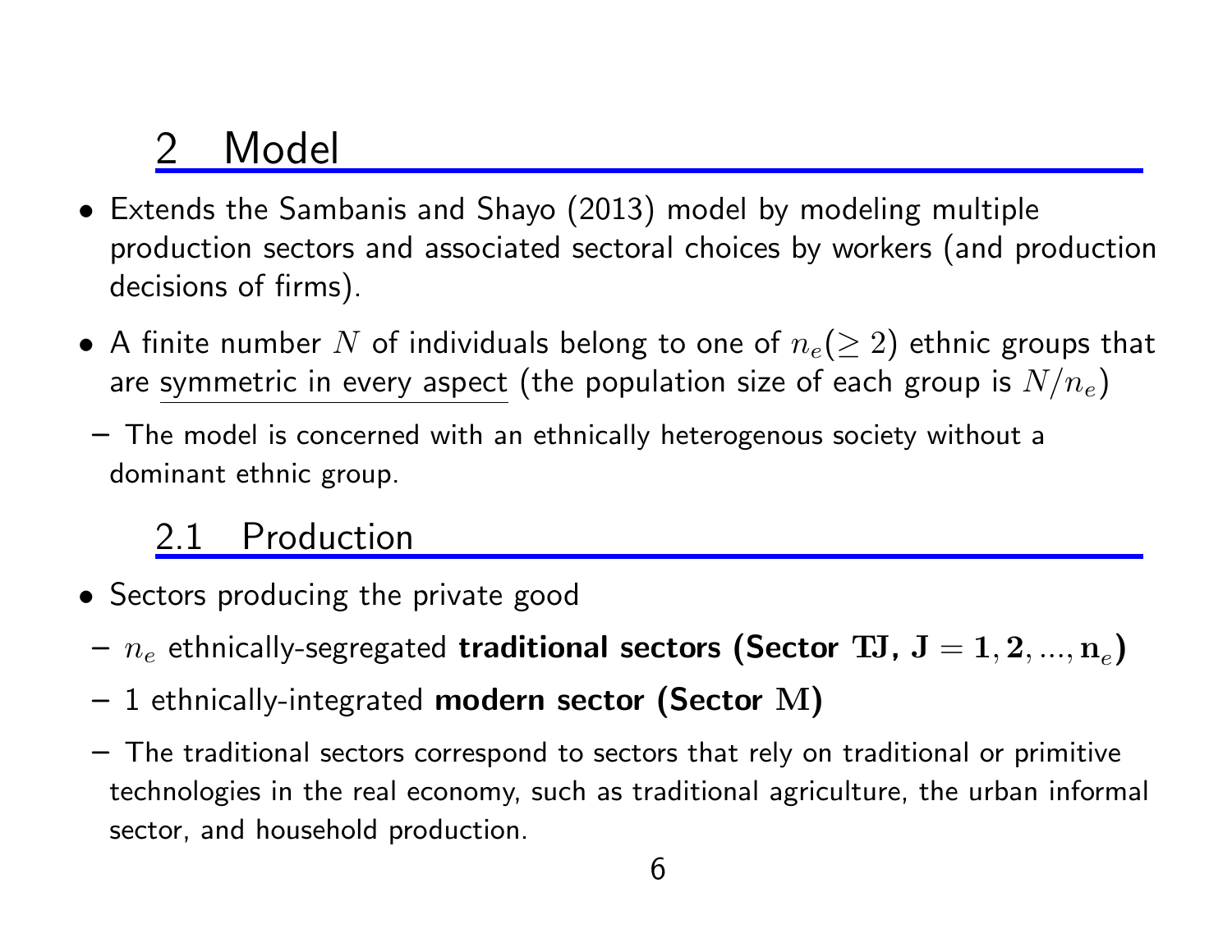# 2 Model

- Extends the Sambanis and Shayo (2013) model by modeling multiple production sectors and associated sectoral choices by workers (and production decisions of firms).
- A finite number $N$ of individuals belong to one of $n_e(\geq 2)$ ethnic groups that are symmetric in every aspect (the population size of each group is $N/n_e$)
  - The model is concerned with an ethnically heterogenous society without a dominant ethnic group.

## 2.1 Production

- Sectors producing the private good
  - $n_e$ ethnically-segregated **traditional sectors (Sector** $\mathbf{TJ}$**,** $\mathbf{J = 1, 2, ..., n_e}$**)**
  - 1 ethnically-integrated **modern sector (Sector** $\mathbf{M}$**)**
  - The traditional sectors correspond to sectors that rely on traditional or primitive technologies in the real economy, such as traditional agriculture, the urban informal sector, and household production.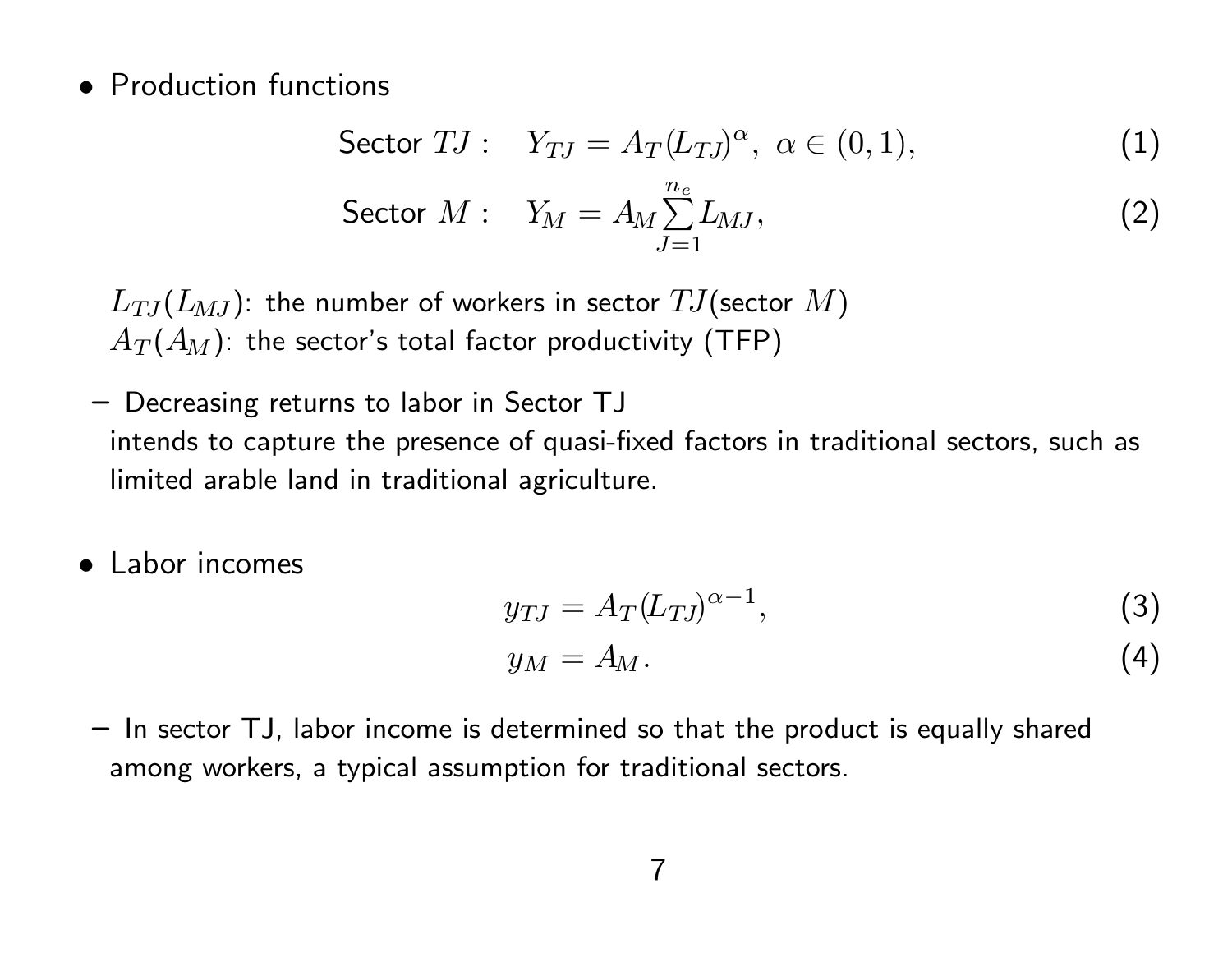- Production functions

$$\text{Sector } TJ: \quad Y_{TJ} = A_T(L_{TJ})^{\alpha}, \ \alpha \in (0,1), \tag{1}$$

$$\text{Sector } M: \quad Y_M = A_M \sum_{J=1}^{n_e} L_{MJ}, \tag{2}$$

$L_{TJ}(L_{MJ})$: the number of workers in sector $TJ$(sector $M$)
$A_T(A_M)$: the sector's total factor productivity (TFP)

  – Decreasing returns to labor in Sector TJ
    intends to capture the presence of quasi-fixed factors in traditional sectors, such as limited arable land in traditional agriculture.

- Labor incomes

$$y_{TJ} = A_T(L_{TJ})^{\alpha-1}, \tag{3}$$

$$y_M = A_M. \tag{4}$$

  – In sector TJ, labor income is determined so that the product is equally shared among workers, a typical assumption for traditional sectors.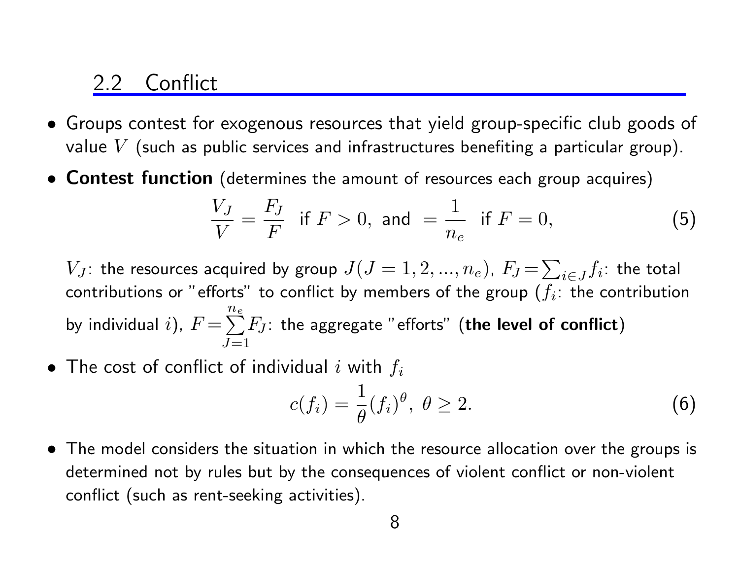## 2.2 Conflict

- Groups contest for exogenous resources that yield group-specific club goods of value $V$ (such as public services and infrastructures benefiting a particular group).
- **Contest function** (determines the amount of resources each group acquires)

$$\frac{V_J}{V} = \frac{F_J}{F} \text{ if } F > 0, \text{ and } = \frac{1}{n_e} \text{ if } F = 0, \tag{5}$$

  $V_J$: the resources acquired by group $J (J = 1, 2, ..., n_e)$, $F_J = \sum_{i \in J} f_i$: the total contributions or "efforts" to conflict by members of the group ($f_i$: the contribution by individual $i$), $F = \sum_{J=1}^{n_e} F_J$: the aggregate "efforts" (**the level of conflict**)

- The cost of conflict of individual $i$ with $f_i$

$$c(f_i) = \frac{1}{\theta}(f_i)^{\theta}, \ \theta \geq 2. \tag{6}$$

- The model considers the situation in which the resource allocation over the groups is determined not by rules but by the consequences of violent conflict or non-violent conflict (such as rent-seeking activities).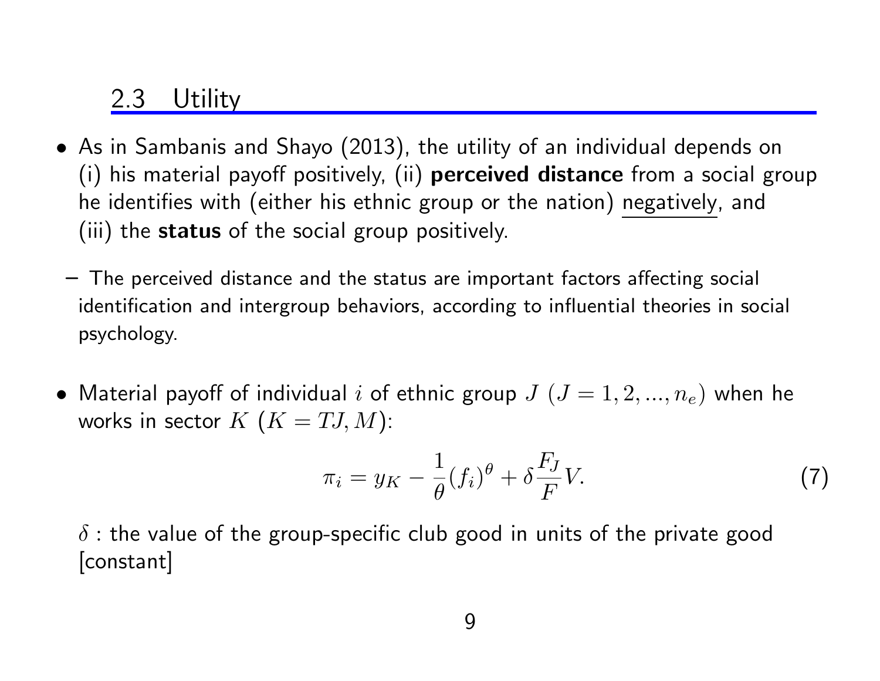## 2.3 Utility

- As in Sambanis and Shayo (2013), the utility of an individual depends on (i) his material payoff positively, (ii) **perceived distance** from a social group he identifies with (either his ethnic group or the nation) negatively, and (iii) the **status** of the social group positively.
  - The perceived distance and the status are important factors affecting social identification and intergroup behaviors, according to influential theories in social psychology.

- Material payoff of individual $i$ of ethnic group $J$ $(J = 1, 2, ..., n_e)$ when he works in sector $K$ $(K = TJ, M)$:

$$\pi_i = y_K - \frac{1}{\theta}(f_i)^\theta + \delta \frac{F_J}{F} V. \tag{7}$$

  $\delta$ : the value of the group-specific club good in units of the private good [constant]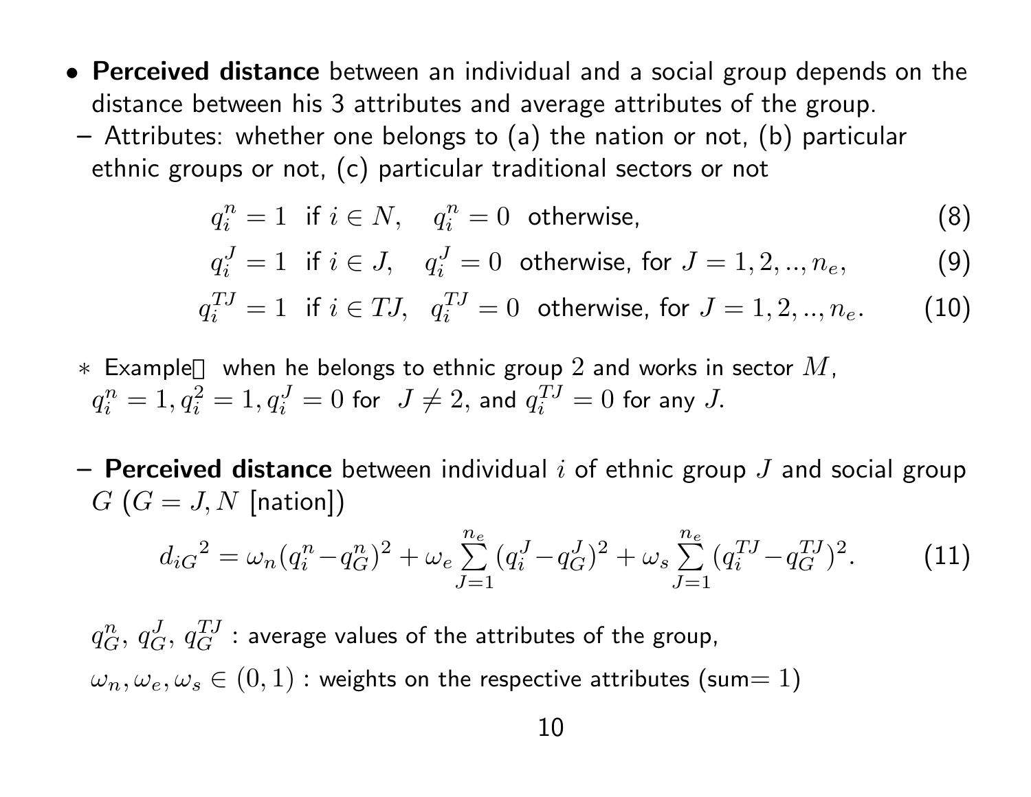- **Perceived distance** between an individual and a social group depends on the distance between his 3 attributes and average attributes of the group.
  - Attributes: whether one belongs to (a) the nation or not, (b) particular ethnic groups or not, (c) particular traditional sectors or not

$$q_i^n = 1 \ \text{ if } i \in N, \quad q_i^n = 0 \ \text{ otherwise,} \tag{8}$$

$$q_i^J = 1 \ \text{ if } i \in J, \quad q_i^J = 0 \ \text{ otherwise, for } J = 1, 2, .., n_e, \tag{9}$$

$$q_i^{TJ} = 1 \ \text{ if } i \in TJ, \quad q_i^{TJ} = 0 \ \text{ otherwise, for } J = 1, 2, .., n_e. \tag{10}$$

  * Example: when he belongs to ethnic group $2$ and works in sector $M$, $q_i^n = 1, q_i^2 = 1, q_i^J = 0$ for $J \neq 2$, and $q_i^{TJ} = 0$ for any $J$.

  - **Perceived distance** between individual $i$ of ethnic group $J$ and social group $G$ ($G = J, N$ [nation])

$$d_{iG}{}^2 = \omega_n (q_i^n - q_G^n)^2 + \omega_e \sum_{J=1}^{n_e} (q_i^J - q_G^J)^2 + \omega_s \sum_{J=1}^{n_e} (q_i^{TJ} - q_G^{TJ})^2. \tag{11}$$

$q_G^n$, $q_G^J$, $q_G^{TJ}$ : average values of the attributes of the group,

$\omega_n, \omega_e, \omega_s \in (0, 1)$ : weights on the respective attributes (sum$= 1$)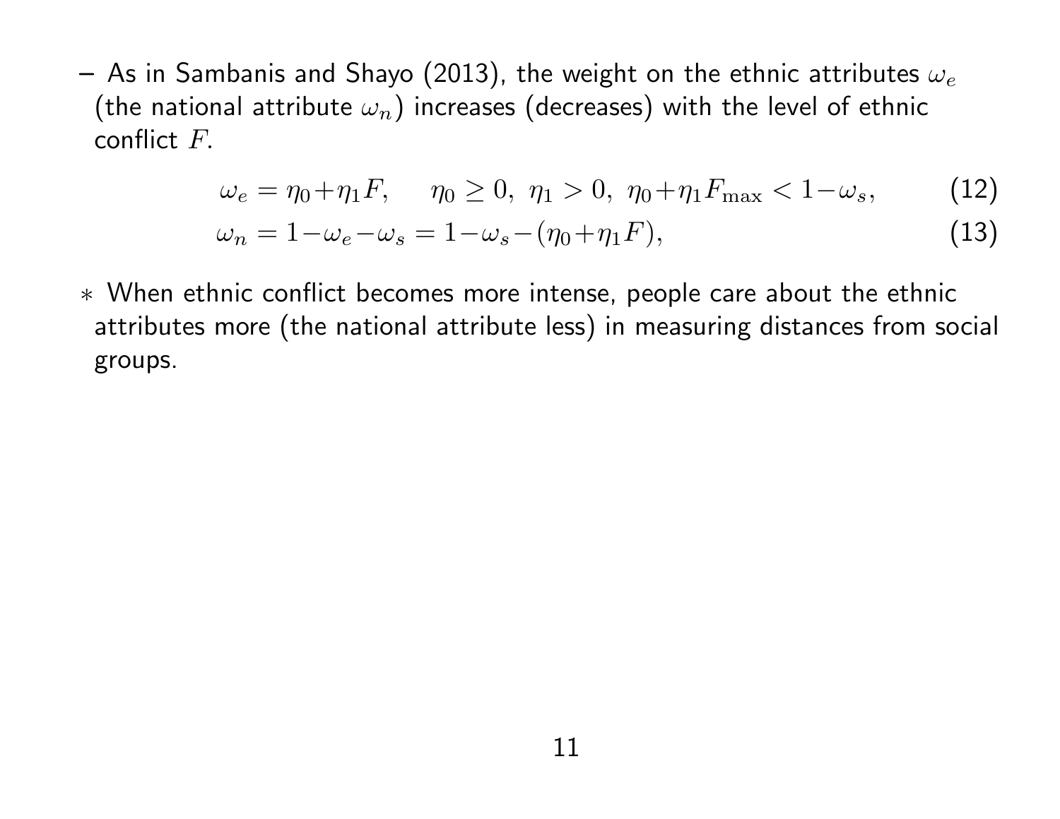– As in Sambanis and Shayo (2013), the weight on the ethnic attributes $\omega_e$ (the national attribute $\omega_n$) increases (decreases) with the level of ethnic conflict $F$.

$$\omega_e = \eta_0 + \eta_1 F, \qquad \eta_0 \geq 0,\ \eta_1 > 0,\ \eta_0 + \eta_1 F_{\max} < 1 - \omega_s, \tag{12}$$

$$\omega_n = 1 - \omega_e - \omega_s = 1 - \omega_s - (\eta_0 + \eta_1 F), \tag{13}$$

∗ When ethnic conflict becomes more intense, people care about the ethnic attributes more (the national attribute less) in measuring distances from social groups.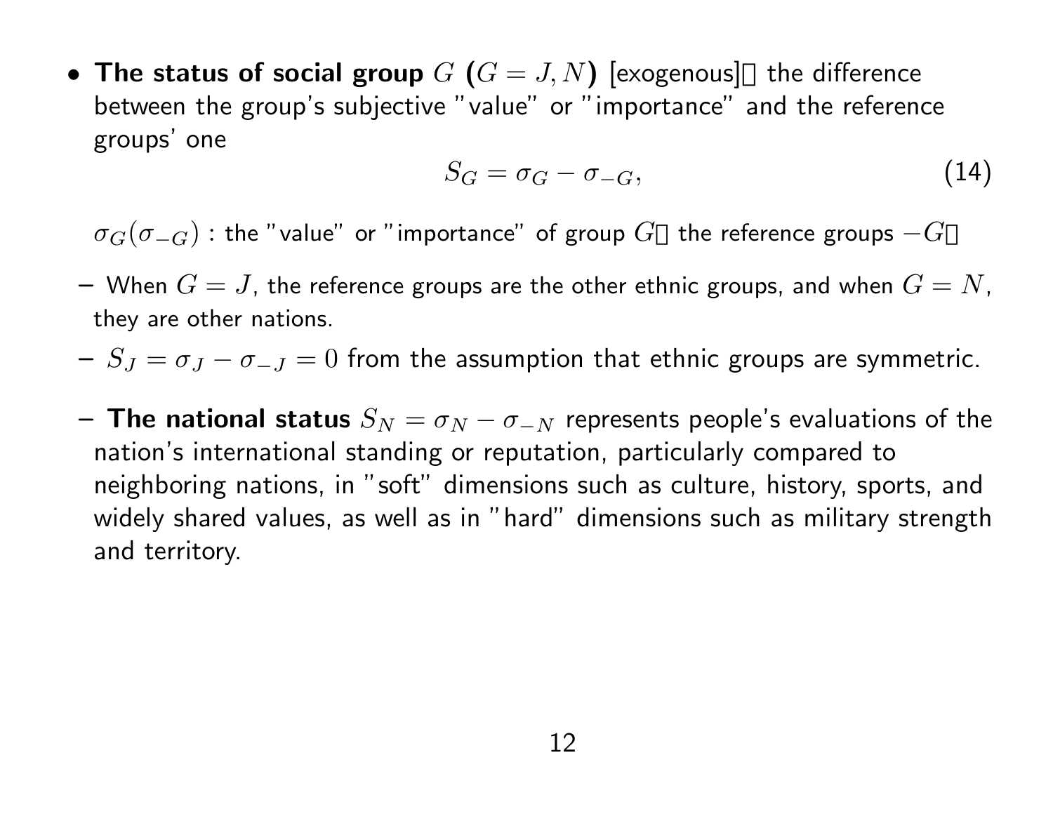- **The status of social group $G$ ($G = J, N$)** [exogenous]： the difference between the group's subjective "value" or "importance" and the reference groups' one

$$S_G = \sigma_G - \sigma_{-G}, \tag{14}$$

  $\sigma_G(\sigma_{-G})$ : the "value" or "importance" of group $G$（the reference groups $-G$）

  – When $G = J$, the reference groups are the other ethnic groups, and when $G = N$, they are other nations.

  – $S_J = \sigma_J - \sigma_{-J} = 0$ from the assumption that ethnic groups are symmetric.

  – **The national status** $S_N = \sigma_N - \sigma_{-N}$ represents people's evaluations of the nation's international standing or reputation, particularly compared to neighboring nations, in "soft" dimensions such as culture, history, sports, and widely shared values, as well as in "hard" dimensions such as military strength and territory.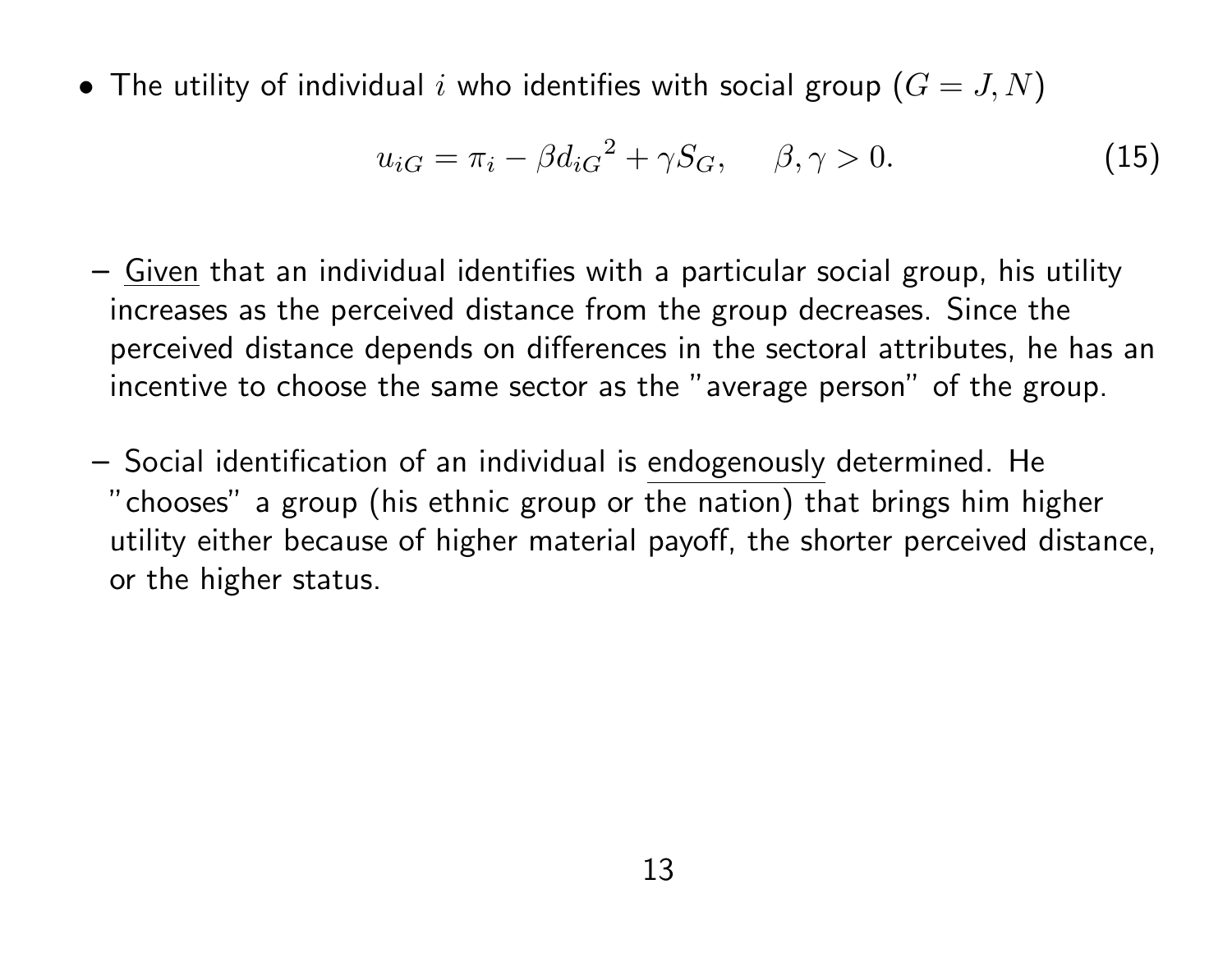- The utility of individual $i$ who identifies with social group ($G = J, N$)

$$u_{iG} = \pi_i - \beta {d_{iG}}^2 + \gamma S_G, \quad \beta, \gamma > 0. \tag{15}$$

  - Given that an individual identifies with a particular social group, his utility increases as the perceived distance from the group decreases. Since the perceived distance depends on differences in the sectoral attributes, he has an incentive to choose the same sector as the "average person" of the group.

  - Social identification of an individual is endogenously determined. He "chooses" a group (his ethnic group or the nation) that brings him higher utility either because of higher material payoff, the shorter perceived distance, or the higher status.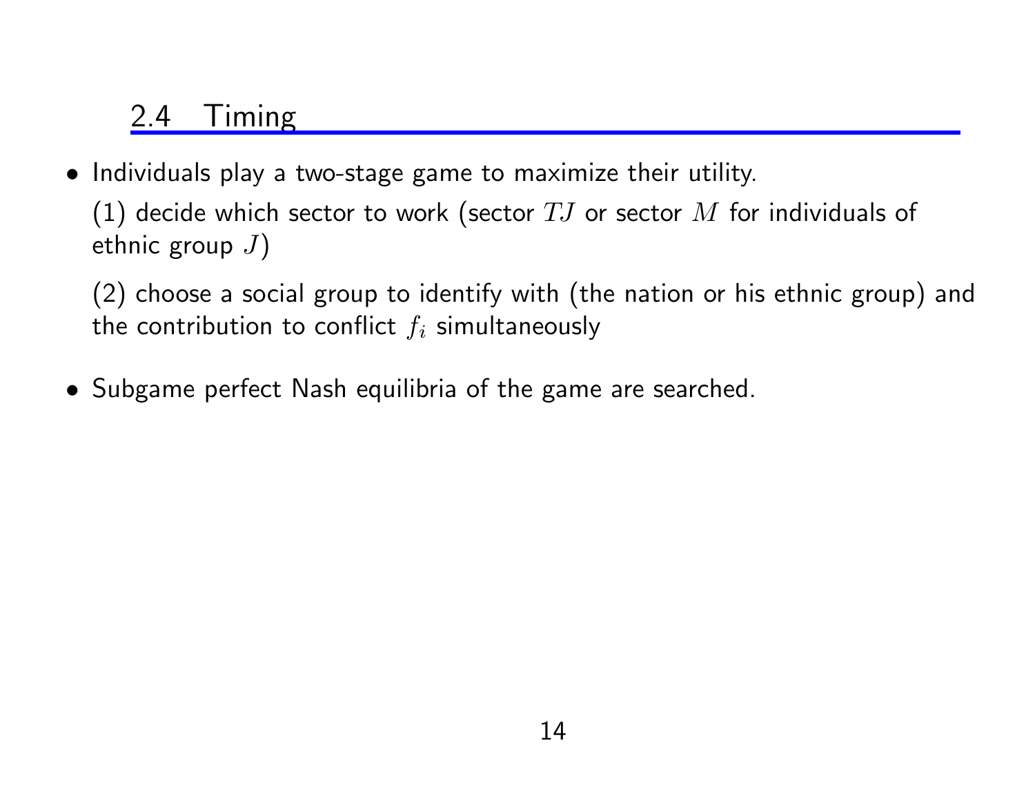## 2.4 Timing

- Individuals play a two-stage game to maximize their utility.

  (1) decide which sector to work (sector $TJ$ or sector $M$ for individuals of ethnic group $J$)

  (2) choose a social group to identify with (the nation or his ethnic group) and the contribution to conflict $f_i$ simultaneously

- Subgame perfect Nash equilibria of the game are searched.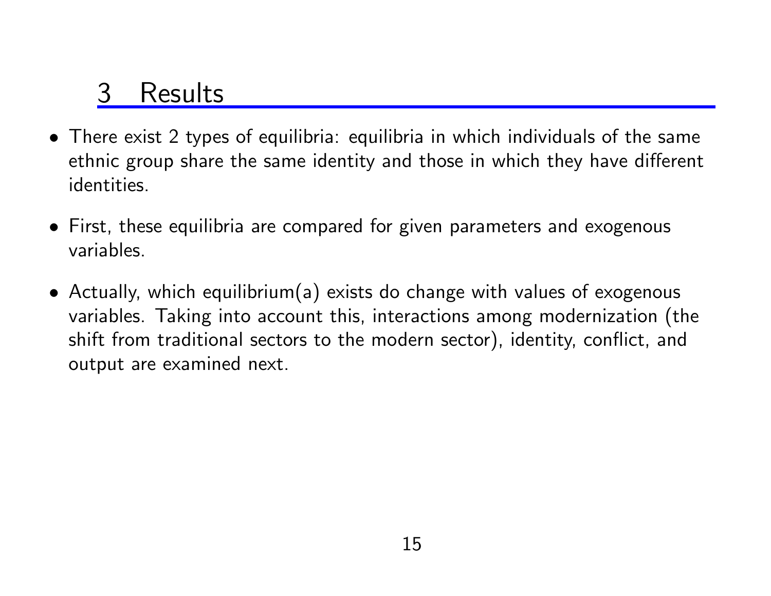# 3 Results

- There exist 2 types of equilibria: equilibria in which individuals of the same ethnic group share the same identity and those in which they have different identities.
- First, these equilibria are compared for given parameters and exogenous variables.
- Actually, which equilibrium(a) exists do change with values of exogenous variables. Taking into account this, interactions among modernization (the shift from traditional sectors to the modern sector), identity, conflict, and output are examined next.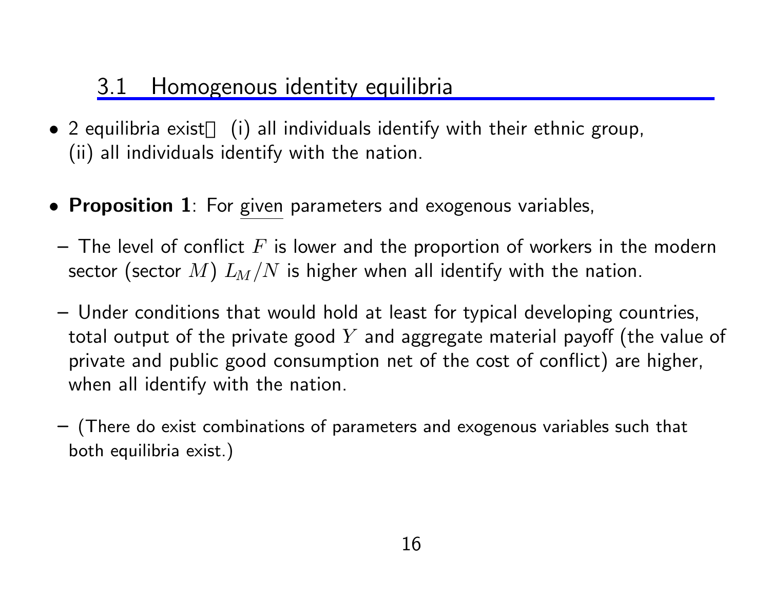## 3.1 Homogenous identity equilibria

- 2 equilibria exist: (i) all individuals identify with their ethnic group, (ii) all individuals identify with the nation.

- **Proposition 1**: For given parameters and exogenous variables,
  - The level of conflict $F$ is lower and the proportion of workers in the modern sector (sector $M$) $L_M/N$ is higher when all identify with the nation.
  - Under conditions that would hold at least for typical developing countries, total output of the private good $Y$ and aggregate material payoff (the value of private and public good consumption net of the cost of conflict) are higher, when all identify with the nation.
  - (There do exist combinations of parameters and exogenous variables such that both equilibria exist.)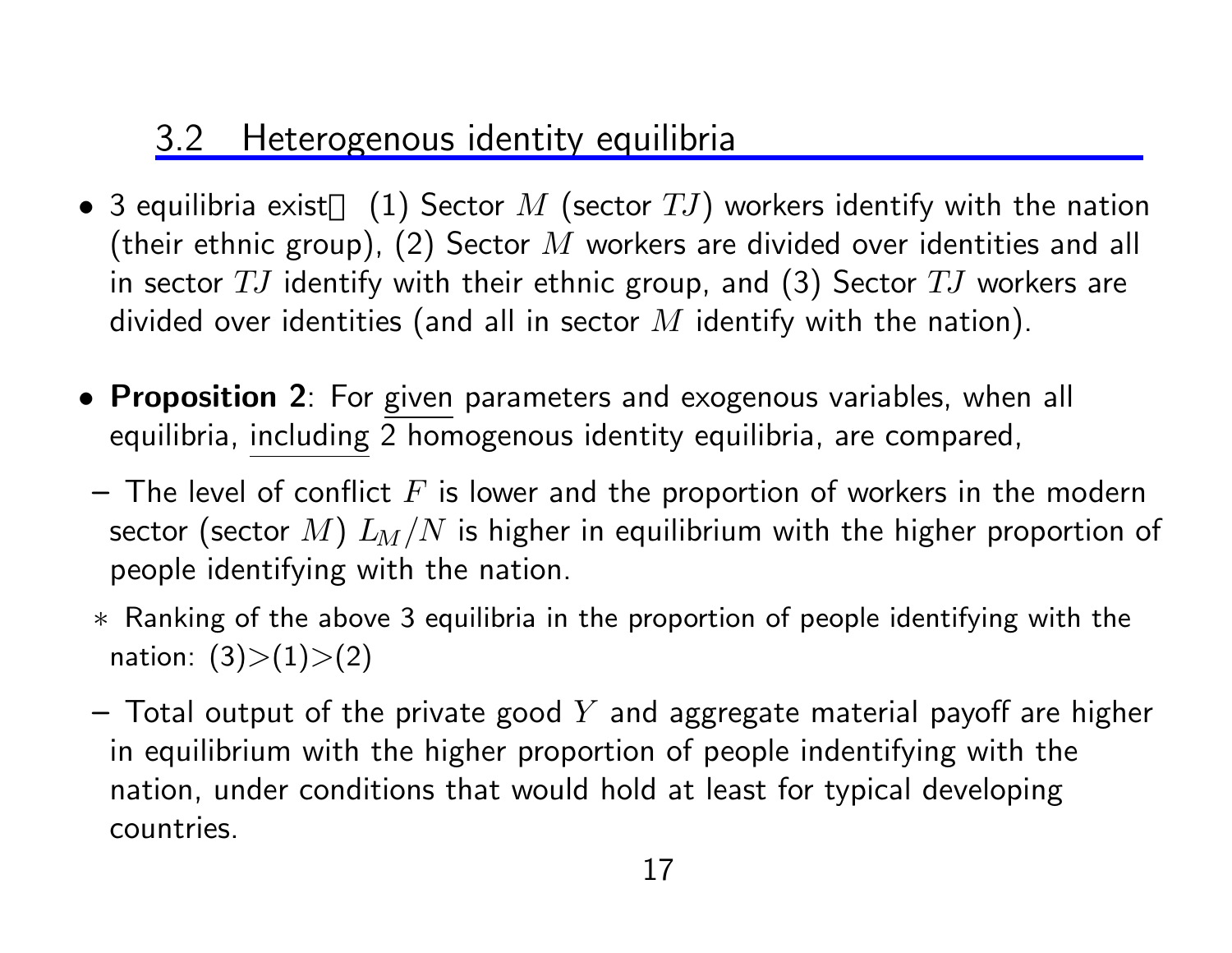## 3.2 Heterogenous identity equilibria

- 3 equilibria exist: (1) Sector $M$ (sector $TJ$) workers identify with the nation (their ethnic group), (2) Sector $M$ workers are divided over identities and all in sector $TJ$ identify with their ethnic group, and (3) Sector $TJ$ workers are divided over identities (and all in sector $M$ identify with the nation).

- **Proposition 2**: For given parameters and exogenous variables, when all equilibria, including 2 homogenous identity equilibria, are compared,
  - The level of conflict $F$ is lower and the proportion of workers in the modern sector (sector $M$) $L_M/N$ is higher in equilibrium with the higher proportion of people identifying with the nation.
    - * Ranking of the above 3 equilibria in the proportion of people identifying with the nation: (3)>(1)>(2)
  - Total output of the private good $Y$ and aggregate material payoff are higher in equilibrium with the higher proportion of people indentifying with the nation, under conditions that would hold at least for typical developing countries.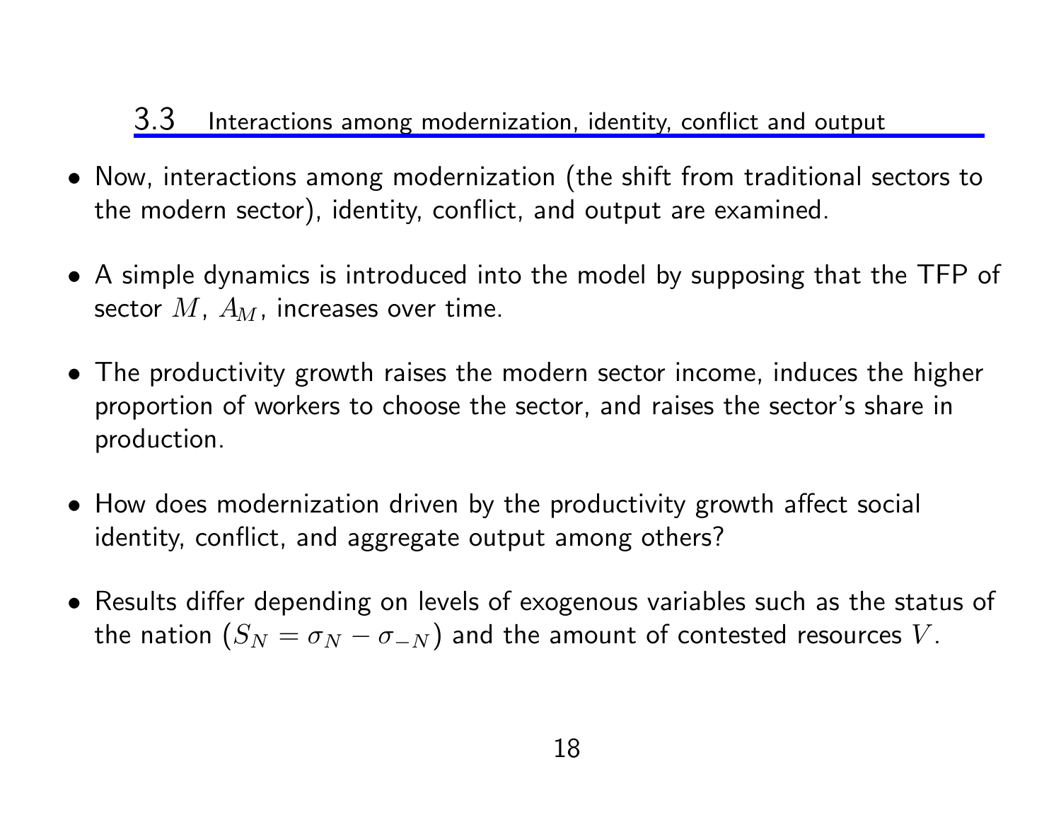### 3.3 Interactions among modernization, identity, conflict and output

- Now, interactions among modernization (the shift from traditional sectors to the modern sector), identity, conflict, and output are examined.

- A simple dynamics is introduced into the model by supposing that the TFP of sector $M$, $A_M$, increases over time.

- The productivity growth raises the modern sector income, induces the higher proportion of workers to choose the sector, and raises the sector's share in production.

- How does modernization driven by the productivity growth affect social identity, conflict, and aggregate output among others?

- Results differ depending on levels of exogenous variables such as the status of the nation ($S_N = \sigma_N - \sigma_{-N}$) and the amount of contested resources $V$.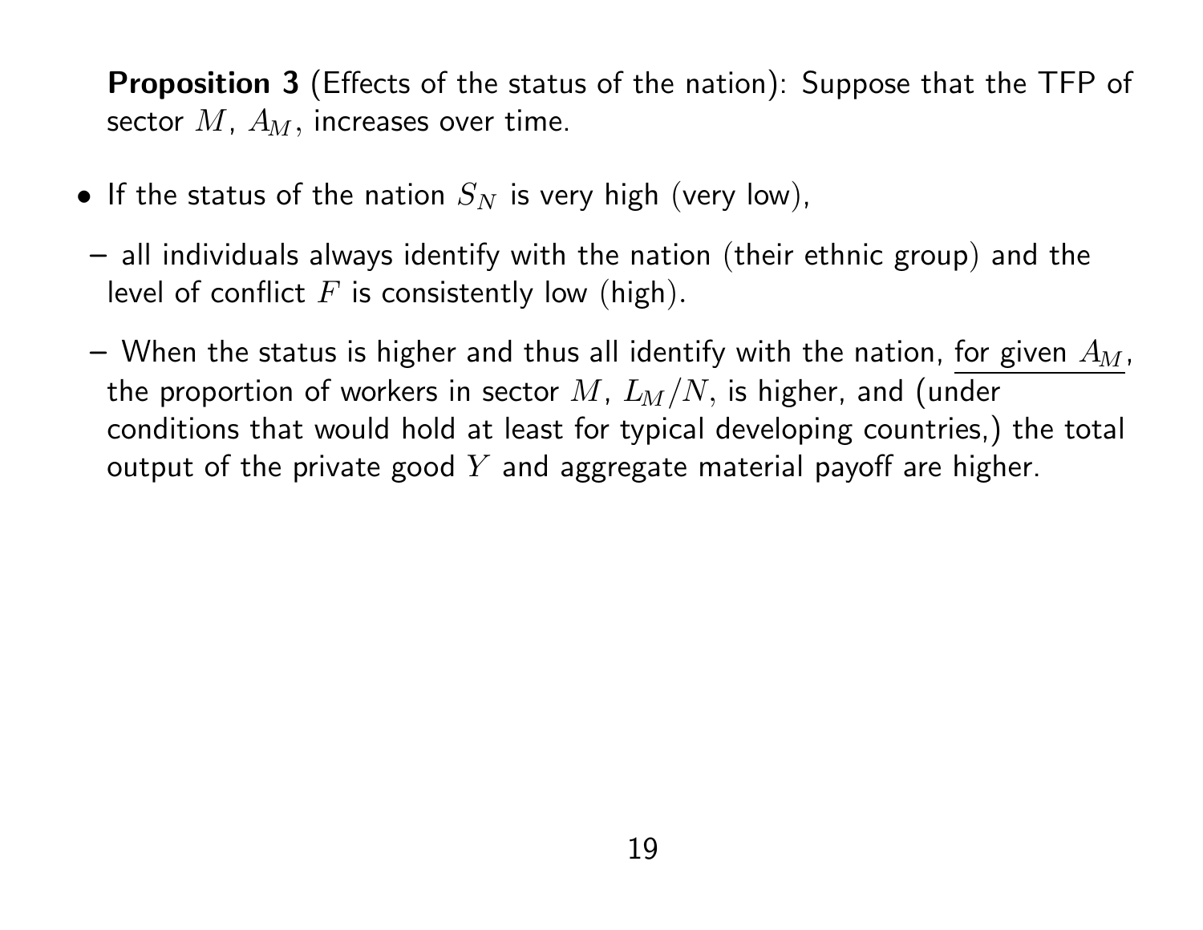**Proposition 3** (Effects of the status of the nation): Suppose that the TFP of sector $M$, $A_M$, increases over time.

- If the status of the nation $S_N$ is very high (very low),
  - all individuals always identify with the nation (their ethnic group) and the level of conflict $F$ is consistently low (high).
  - When the status is higher and thus all identify with the nation, <u>for given $A_M$</u>, the proportion of workers in sector $M$, $L_M/N$, is higher, and (under conditions that would hold at least for typical developing countries,) the total output of the private good $Y$ and aggregate material payoff are higher.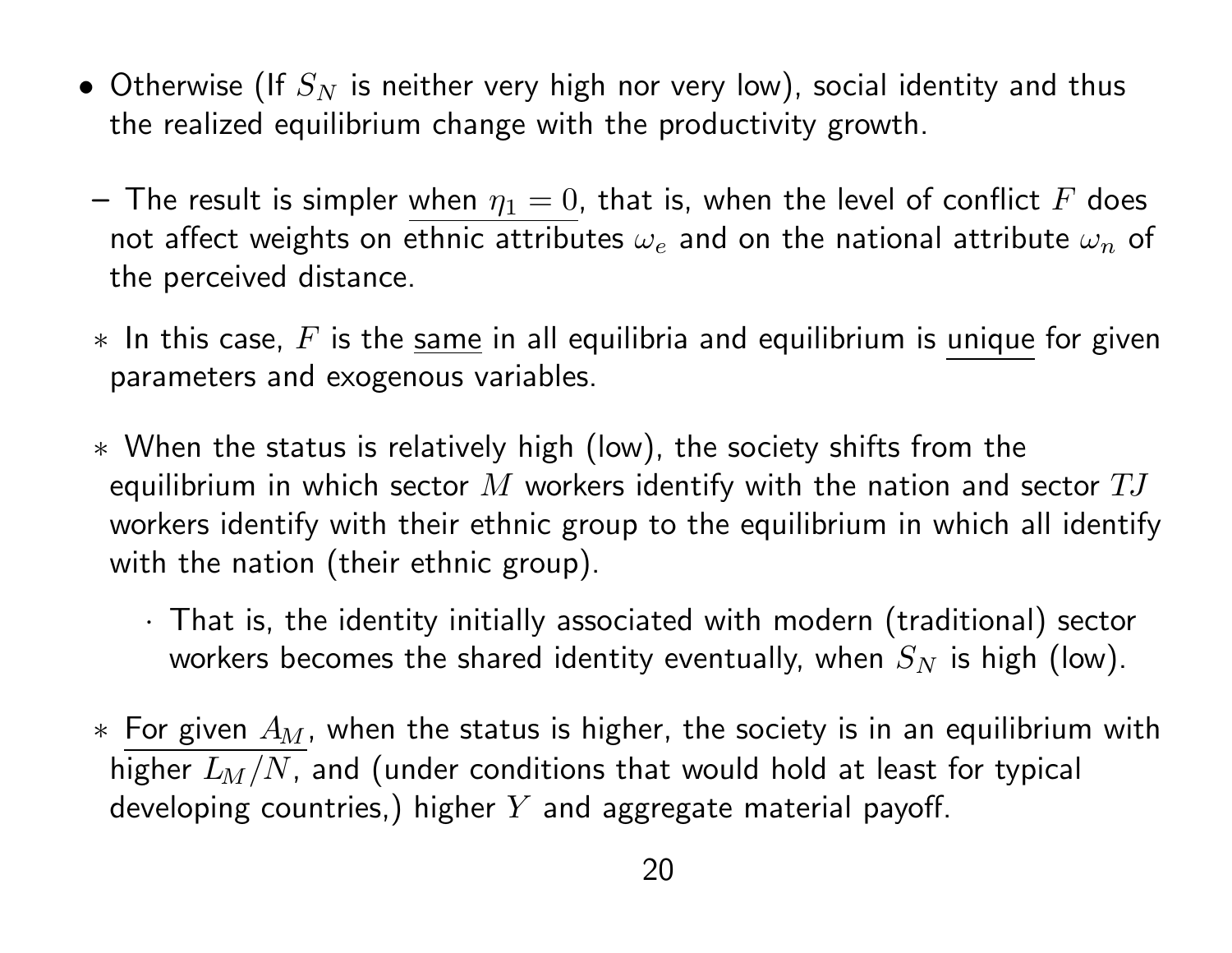- Otherwise (If $S_N$ is neither very high nor very low), social identity and thus the realized equilibrium change with the productivity growth.
  - The result is simpler <u>when $\eta_1 = 0$</u>, that is, when the level of conflict $F$ does not affect weights on ethnic attributes $\omega_e$ and on the national attribute $\omega_n$ of the perceived distance.
    - * In this case, $F$ is the <u>same</u> in all equilibria and equilibrium is <u>unique</u> for given parameters and exogenous variables.
    - * When the status is relatively high (low), the society shifts from the equilibrium in which sector $M$ workers identify with the nation and sector $TJ$ workers identify with their ethnic group to the equilibrium in which all identify with the nation (their ethnic group).
      - · That is, the identity initially associated with modern (traditional) sector workers becomes the shared identity eventually, when $S_N$ is high (low).
    - * <u>For given $A_M$</u>, when the status is higher, the society is in an equilibrium with higher $L_M/N$, and (under conditions that would hold at least for typical developing countries,) higher $Y$ and aggregate material payoff.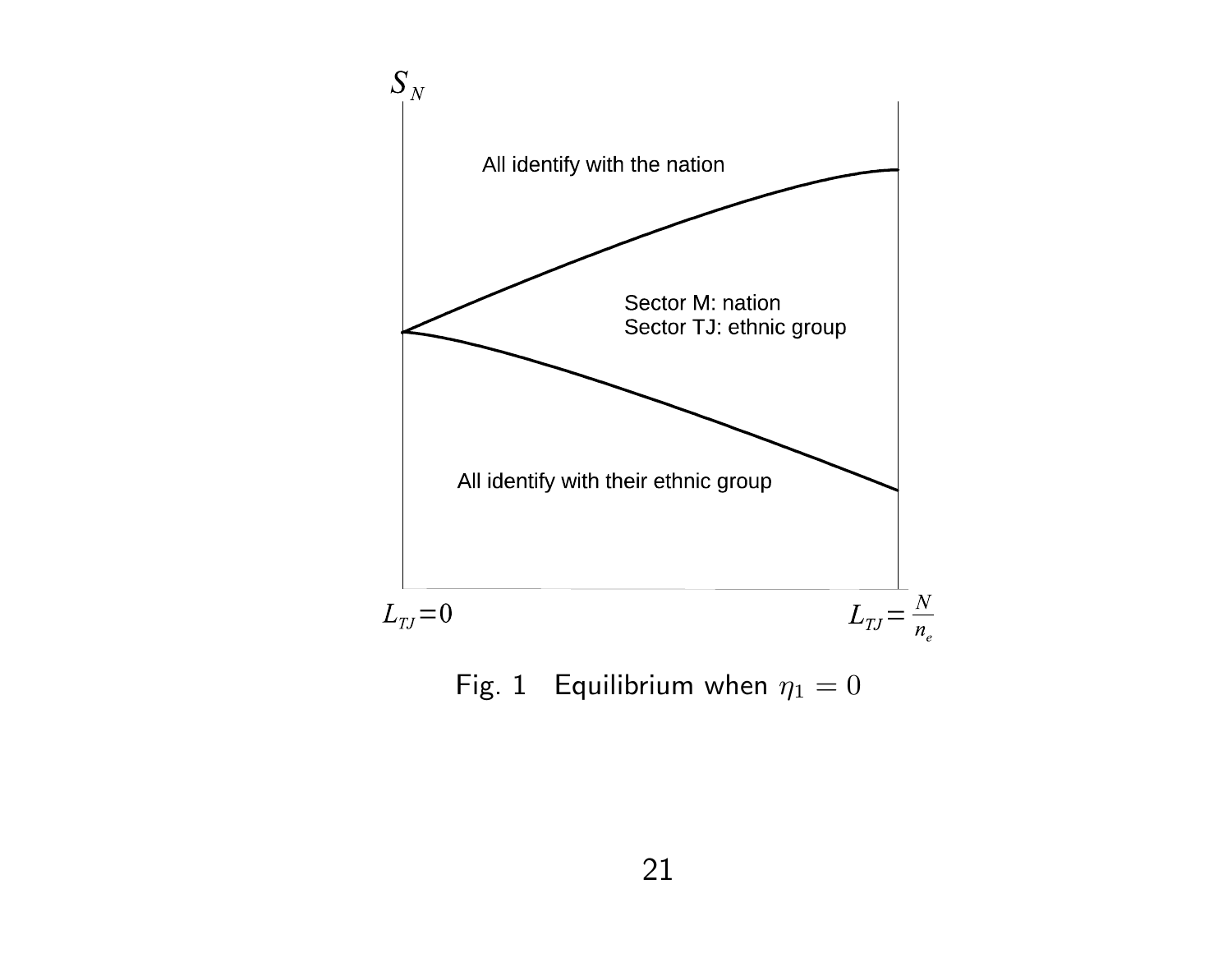Fig. 1 Equilibrium when $\eta_1 = 0$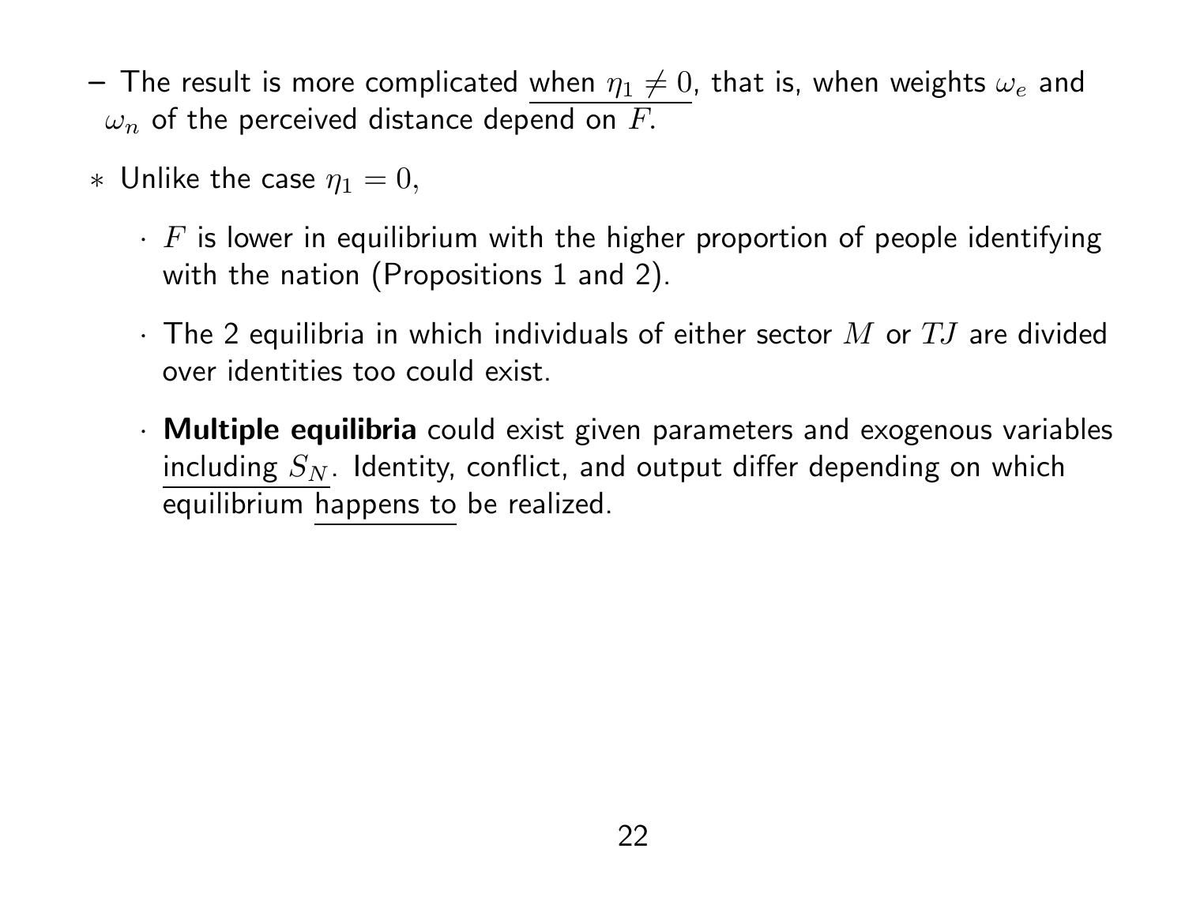- The result is more complicated when $\eta_1 \neq 0$, that is, when weights $\omega_e$ and $\omega_n$ of the perceived distance depend on $F$.

  * Unlike the case $\eta_1 = 0$,

    - $F$ is lower in equilibrium with the higher proportion of people identifying with the nation (Propositions 1 and 2).

    - The 2 equilibria in which individuals of either sector $M$ or $TJ$ are divided over identities too could exist.

    - **Multiple equilibria** could exist given parameters and exogenous variables including $S_N$. Identity, conflict, and output differ depending on which equilibrium happens to be realized.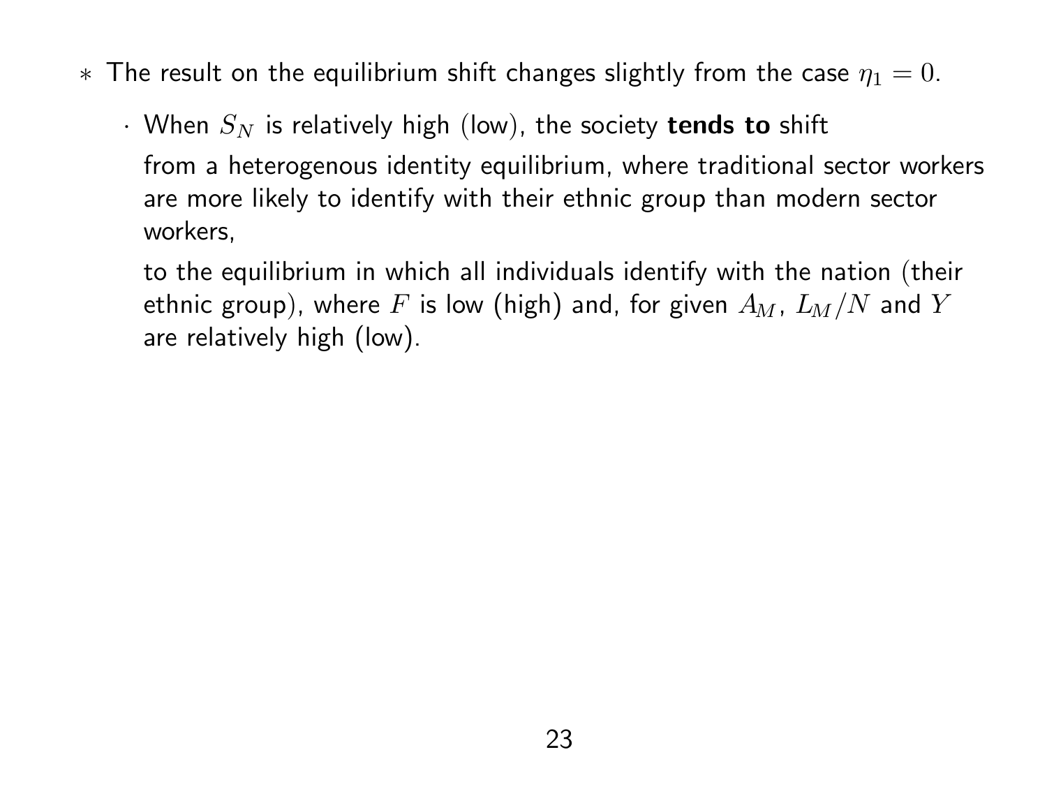* The result on the equilibrium shift changes slightly from the case $\eta_1 = 0$.

  - When $S_N$ is relatively high (low), the society **tends to** shift

    from a heterogenous identity equilibrium, where traditional sector workers are more likely to identify with their ethnic group than modern sector workers,

    to the equilibrium in which all individuals identify with the nation (their ethnic group), where $F$ is low (high) and, for given $A_M$, $L_M/N$ and $Y$ are relatively high (low).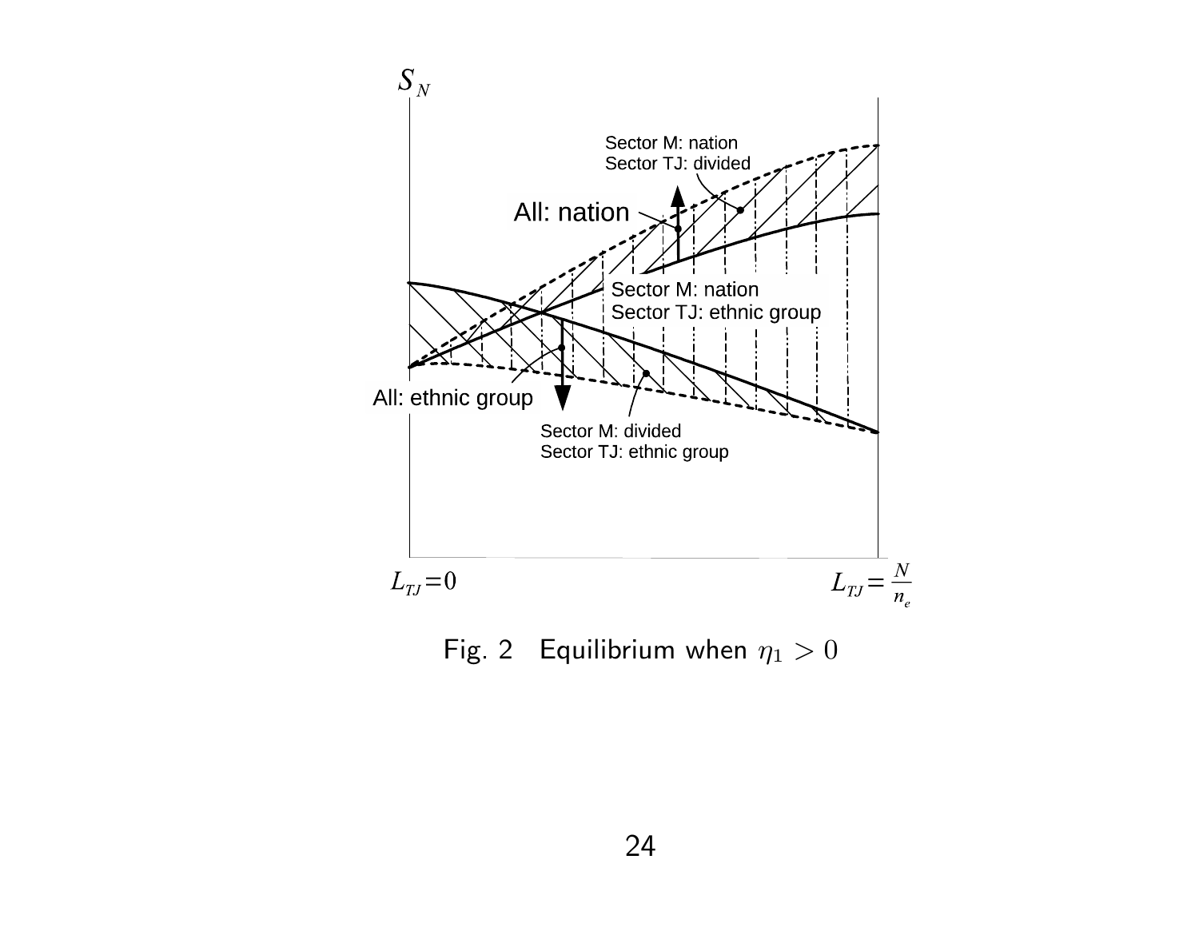Fig. 2 Equilibrium when $\eta_1 > 0$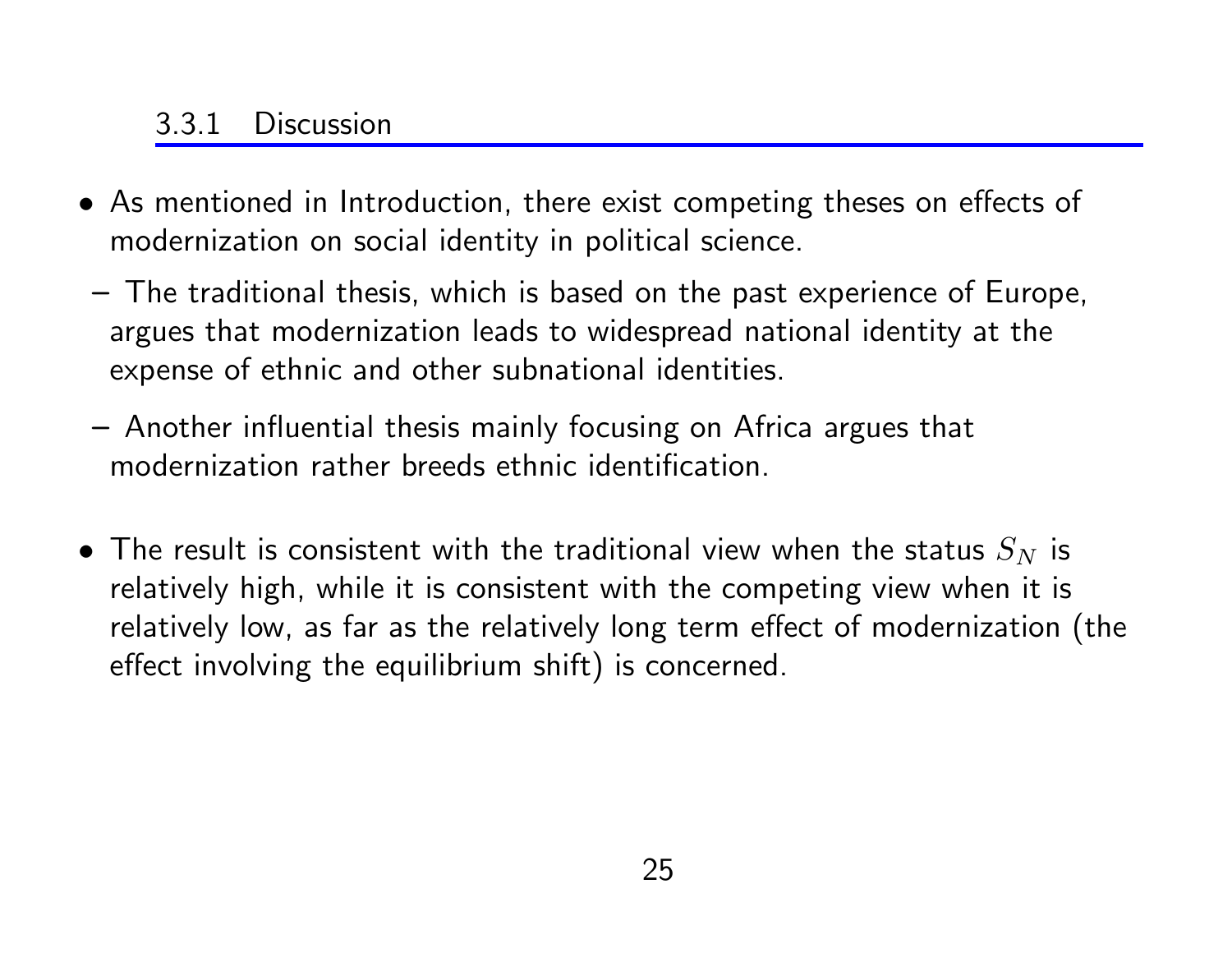### 3.3.1 Discussion

- As mentioned in Introduction, there exist competing theses on effects of modernization on social identity in political science.
  - The traditional thesis, which is based on the past experience of Europe, argues that modernization leads to widespread national identity at the expense of ethnic and other subnational identities.
  - Another influential thesis mainly focusing on Africa argues that modernization rather breeds ethnic identification.
- The result is consistent with the traditional view when the status $S_N$ is relatively high, while it is consistent with the competing view when it is relatively low, as far as the relatively long term effect of modernization (the effect involving the equilibrium shift) is concerned.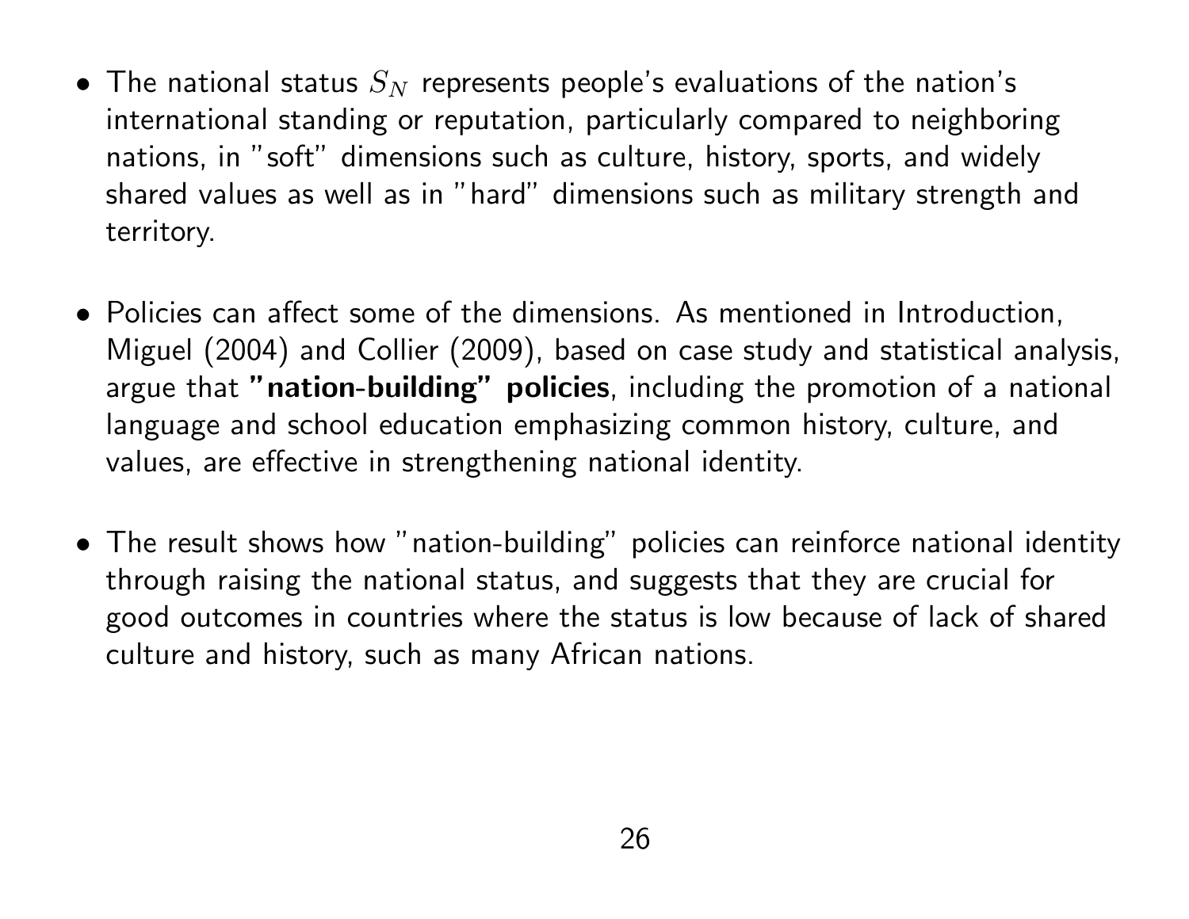- The national status $S_N$ represents people's evaluations of the nation's international standing or reputation, particularly compared to neighboring nations, in "soft" dimensions such as culture, history, sports, and widely shared values as well as in "hard" dimensions such as military strength and territory.

- Policies can affect some of the dimensions. As mentioned in Introduction, Miguel (2004) and Collier (2009), based on case study and statistical analysis, argue that **"nation-building" policies**, including the promotion of a national language and school education emphasizing common history, culture, and values, are effective in strengthening national identity.

- The result shows how "nation-building" policies can reinforce national identity through raising the national status, and suggests that they are crucial for good outcomes in countries where the status is low because of lack of shared culture and history, such as many African nations.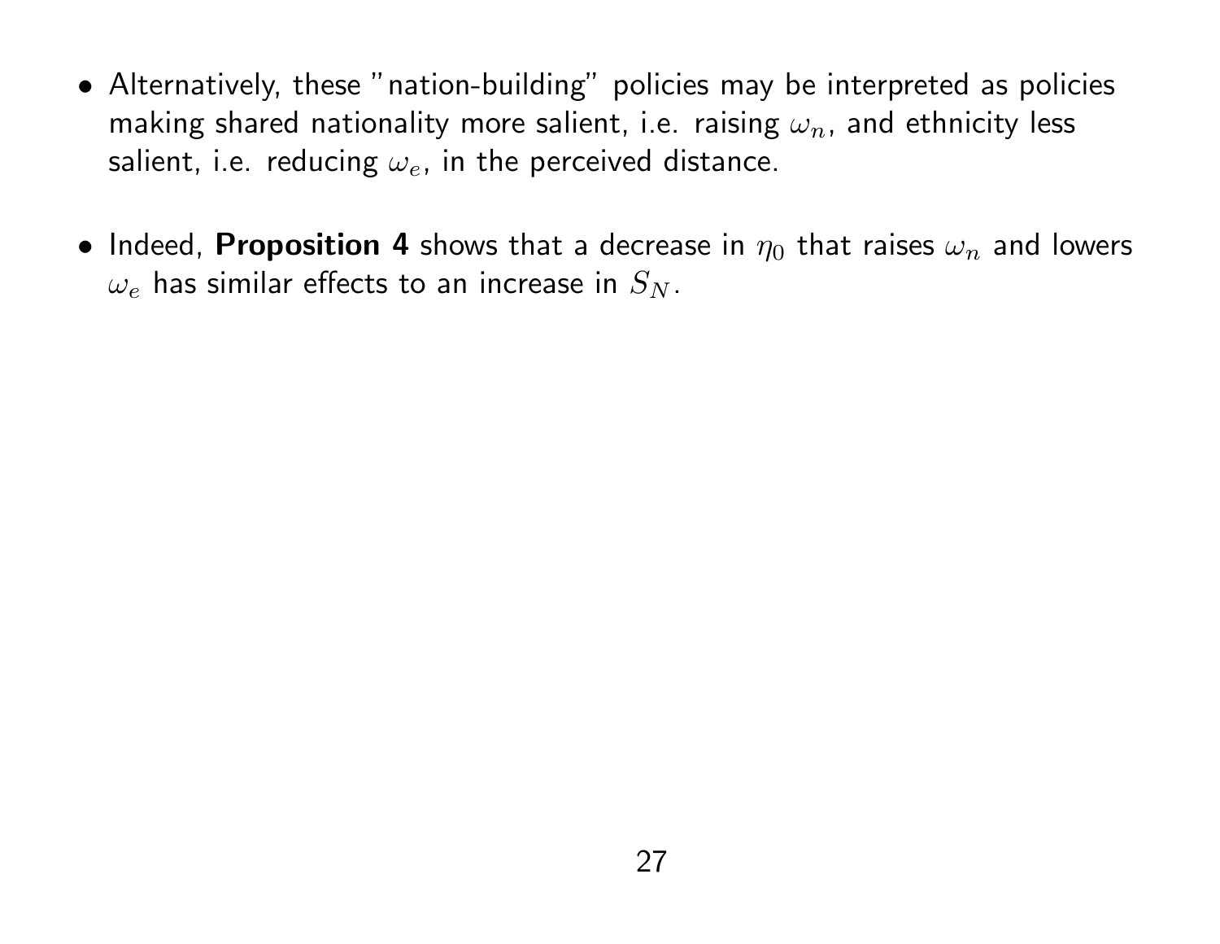- Alternatively, these "nation-building" policies may be interpreted as policies making shared nationality more salient, i.e. raising $\omega_n$, and ethnicity less salient, i.e. reducing $\omega_e$, in the perceived distance.

- Indeed, **Proposition 4** shows that a decrease in $\eta_0$ that raises $\omega_n$ and lowers $\omega_e$ has similar effects to an increase in $S_N$.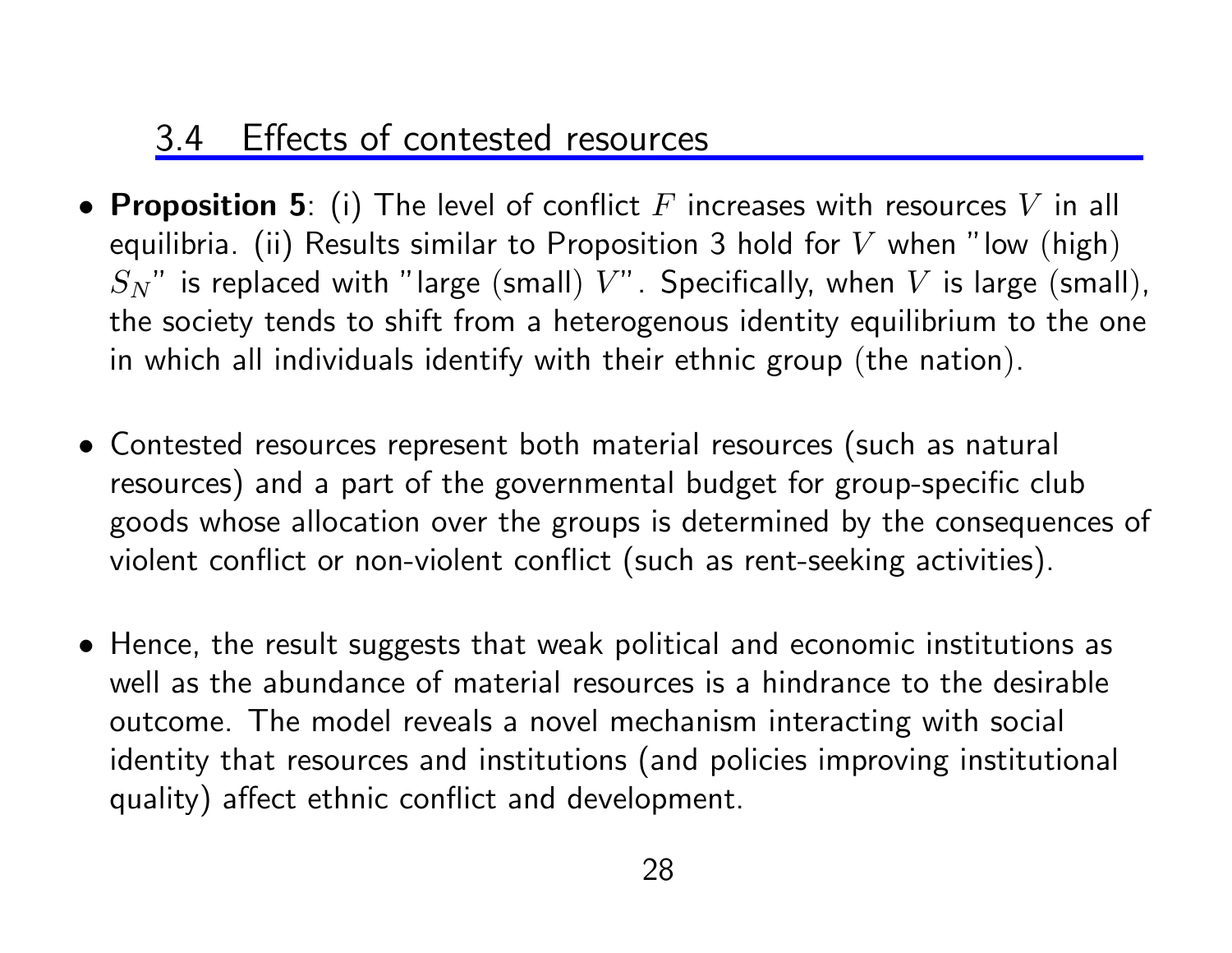## 3.4 Effects of contested resources

- **Proposition 5**: (i) The level of conflict $F$ increases with resources $V$ in all equilibria. (ii) Results similar to Proposition 3 hold for $V$ when "low (high) $S_N$" is replaced with "large (small) $V$". Specifically, when $V$ is large (small), the society tends to shift from a heterogenous identity equilibrium to the one in which all individuals identify with their ethnic group (the nation).

- Contested resources represent both material resources (such as natural resources) and a part of the governmental budget for group-specific club goods whose allocation over the groups is determined by the consequences of violent conflict or non-violent conflict (such as rent-seeking activities).

- Hence, the result suggests that weak political and economic institutions as well as the abundance of material resources is a hindrance to the desirable outcome. The model reveals a novel mechanism interacting with social identity that resources and institutions (and policies improving institutional quality) affect ethnic conflict and development.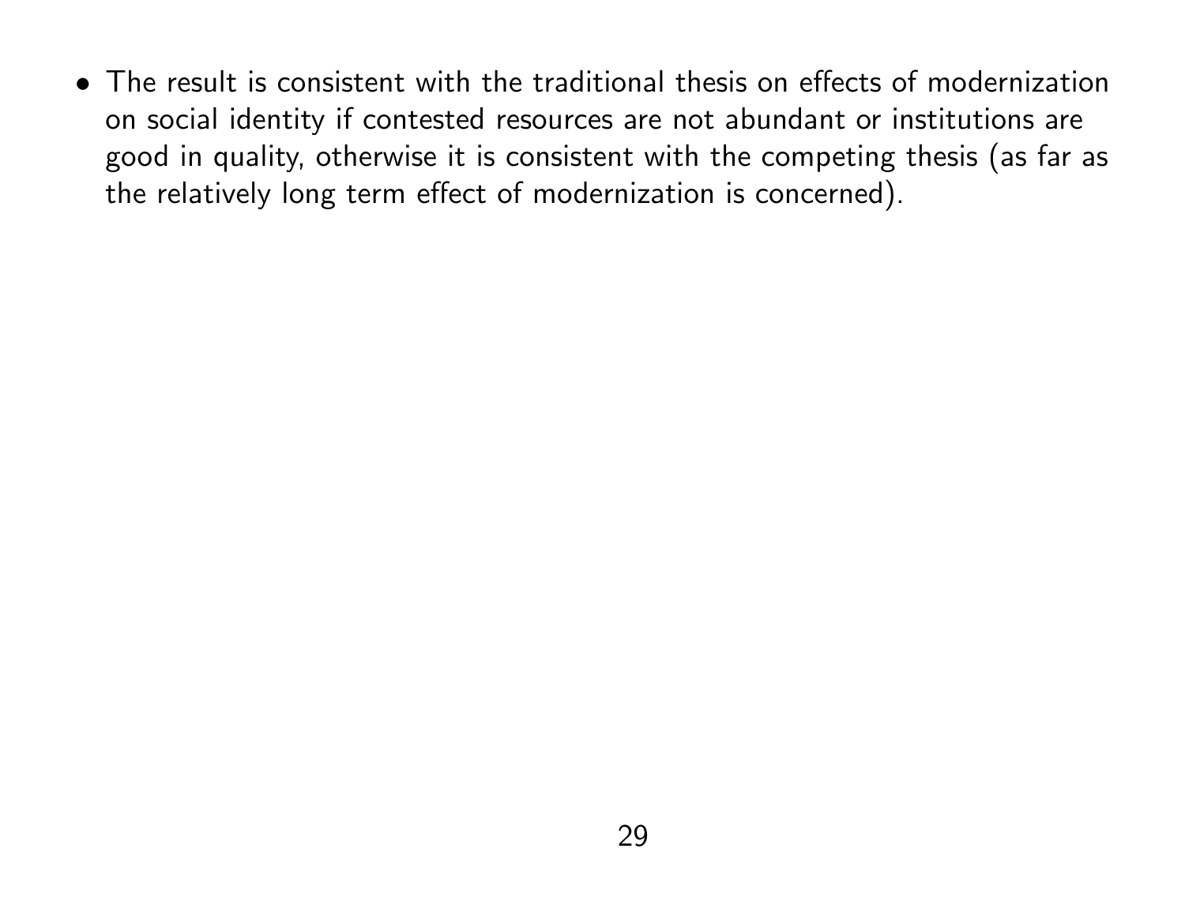- The result is consistent with the traditional thesis on effects of modernization on social identity if contested resources are not abundant or institutions are good in quality, otherwise it is consistent with the competing thesis (as far as the relatively long term effect of modernization is concerned).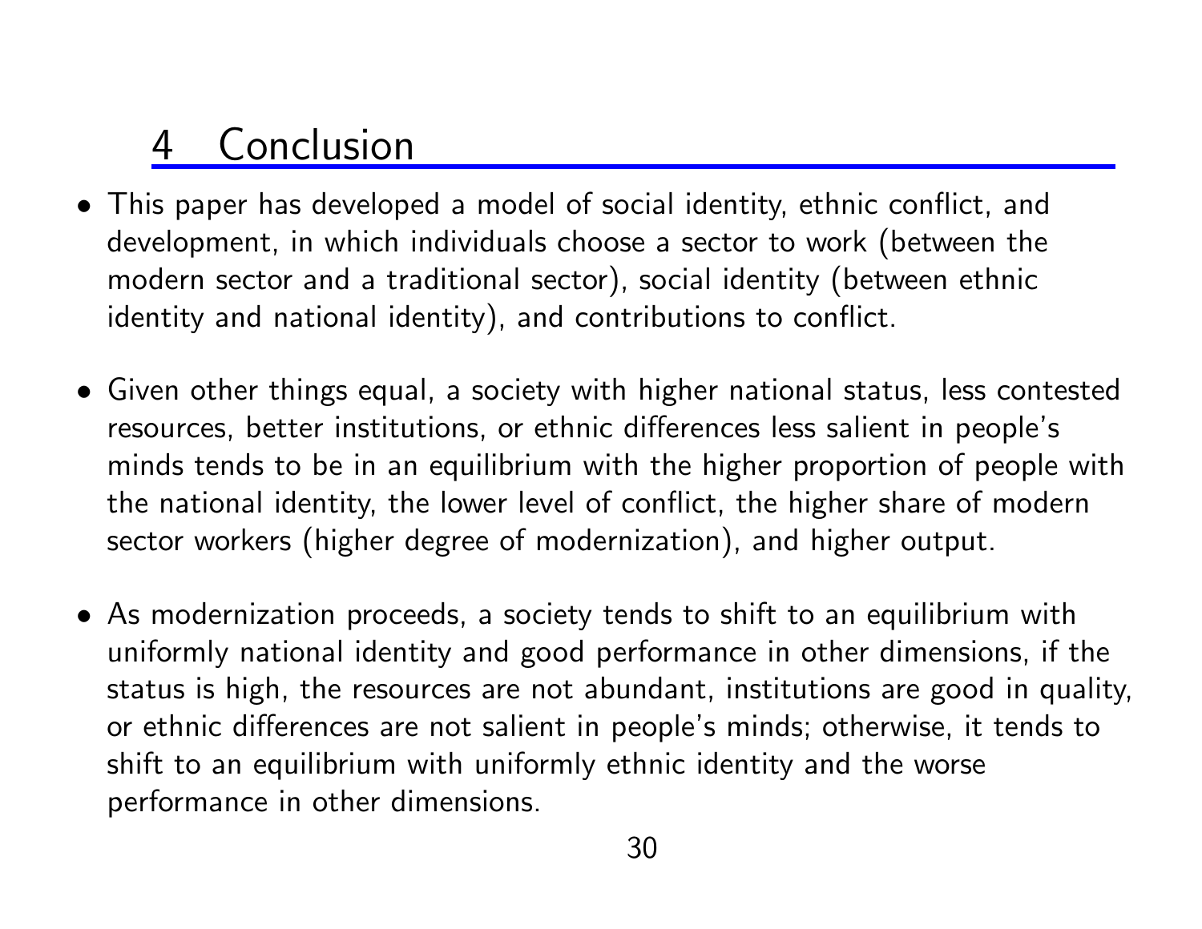## 4 Conclusion

- This paper has developed a model of social identity, ethnic conflict, and development, in which individuals choose a sector to work (between the modern sector and a traditional sector), social identity (between ethnic identity and national identity), and contributions to conflict.

- Given other things equal, a society with higher national status, less contested resources, better institutions, or ethnic differences less salient in people's minds tends to be in an equilibrium with the higher proportion of people with the national identity, the lower level of conflict, the higher share of modern sector workers (higher degree of modernization), and higher output.

- As modernization proceeds, a society tends to shift to an equilibrium with uniformly national identity and good performance in other dimensions, if the status is high, the resources are not abundant, institutions are good in quality, or ethnic differences are not salient in people's minds; otherwise, it tends to shift to an equilibrium with uniformly ethnic identity and the worse performance in other dimensions.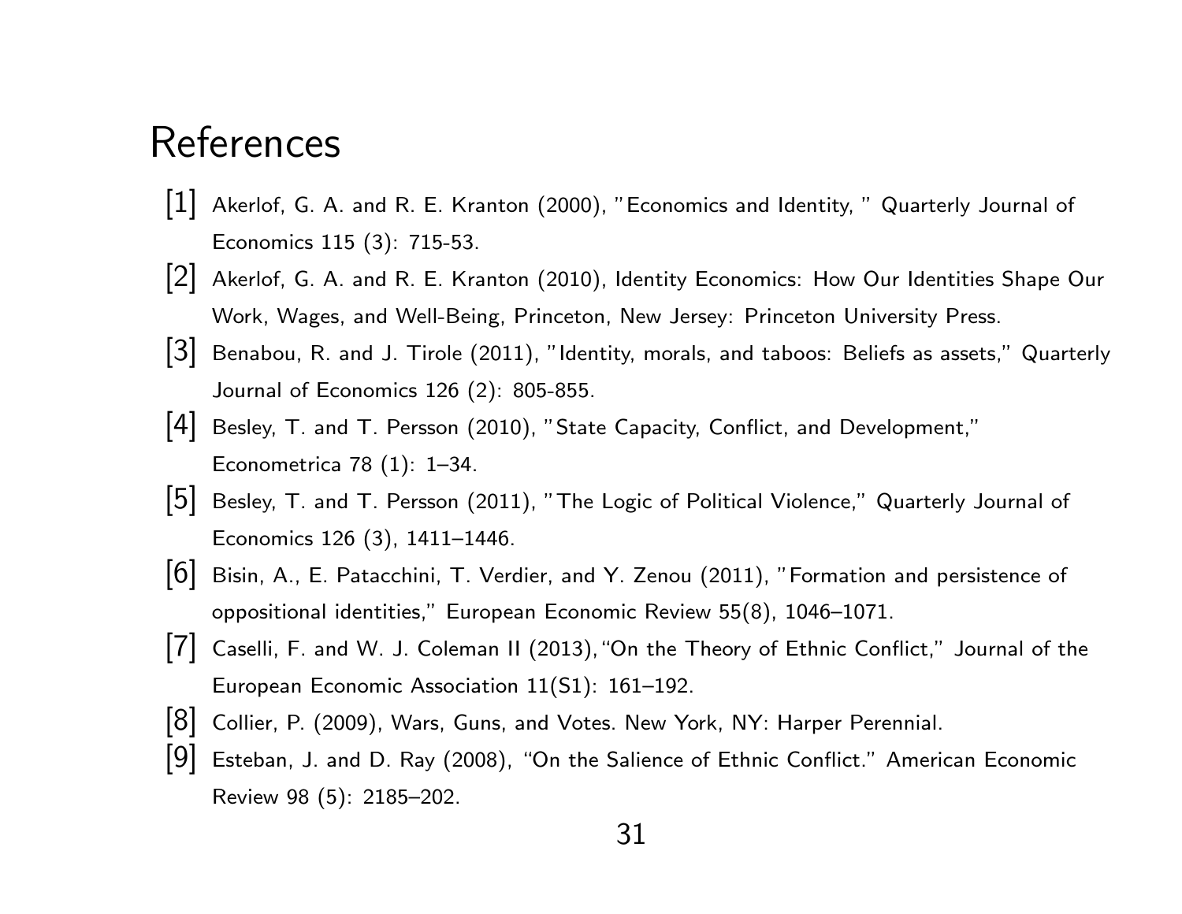# References

[1] Akerlof, G. A. and R. E. Kranton (2000), "Economics and Identity, " Quarterly Journal of Economics 115 (3): 715-53.

[2] Akerlof, G. A. and R. E. Kranton (2010), Identity Economics: How Our Identities Shape Our Work, Wages, and Well-Being, Princeton, New Jersey: Princeton University Press.

[3] Benabou, R. and J. Tirole (2011), "Identity, morals, and taboos: Beliefs as assets," Quarterly Journal of Economics 126 (2): 805-855.

[4] Besley, T. and T. Persson (2010), "State Capacity, Conflict, and Development," Econometrica 78 (1): 1–34.

[5] Besley, T. and T. Persson (2011), "The Logic of Political Violence," Quarterly Journal of Economics 126 (3), 1411–1446.

[6] Bisin, A., E. Patacchini, T. Verdier, and Y. Zenou (2011), "Formation and persistence of oppositional identities," European Economic Review 55(8), 1046–1071.

[7] Caselli, F. and W. J. Coleman II (2013), "On the Theory of Ethnic Conflict," Journal of the European Economic Association 11(S1): 161–192.

[8] Collier, P. (2009), Wars, Guns, and Votes. New York, NY: Harper Perennial.

[9] Esteban, J. and D. Ray (2008), "On the Salience of Ethnic Conflict." American Economic Review 98 (5): 2185–202.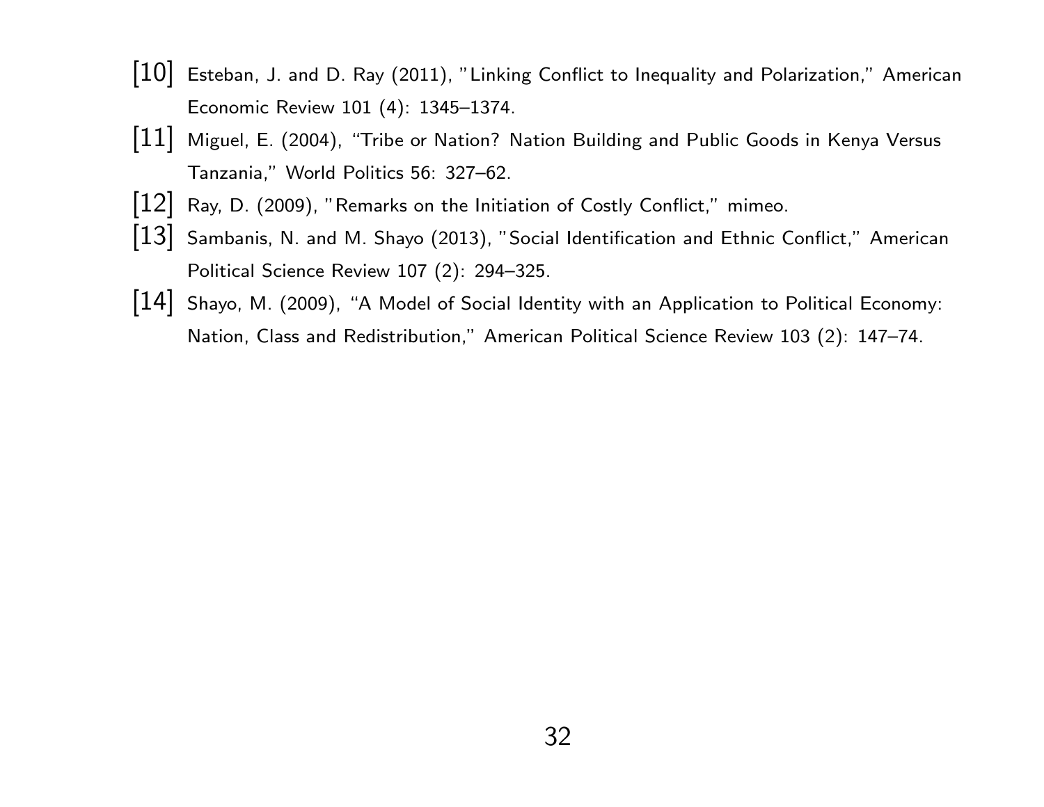[10] Esteban, J. and D. Ray (2011), "Linking Conflict to Inequality and Polarization," American Economic Review 101 (4): 1345–1374.

[11] Miguel, E. (2004), "Tribe or Nation? Nation Building and Public Goods in Kenya Versus Tanzania," World Politics 56: 327–62.

[12] Ray, D. (2009), "Remarks on the Initiation of Costly Conflict," mimeo.

[13] Sambanis, N. and M. Shayo (2013), "Social Identification and Ethnic Conflict," American Political Science Review 107 (2): 294–325.

[14] Shayo, M. (2009), "A Model of Social Identity with an Application to Political Economy: Nation, Class and Redistribution," American Political Science Review 103 (2): 147–74.